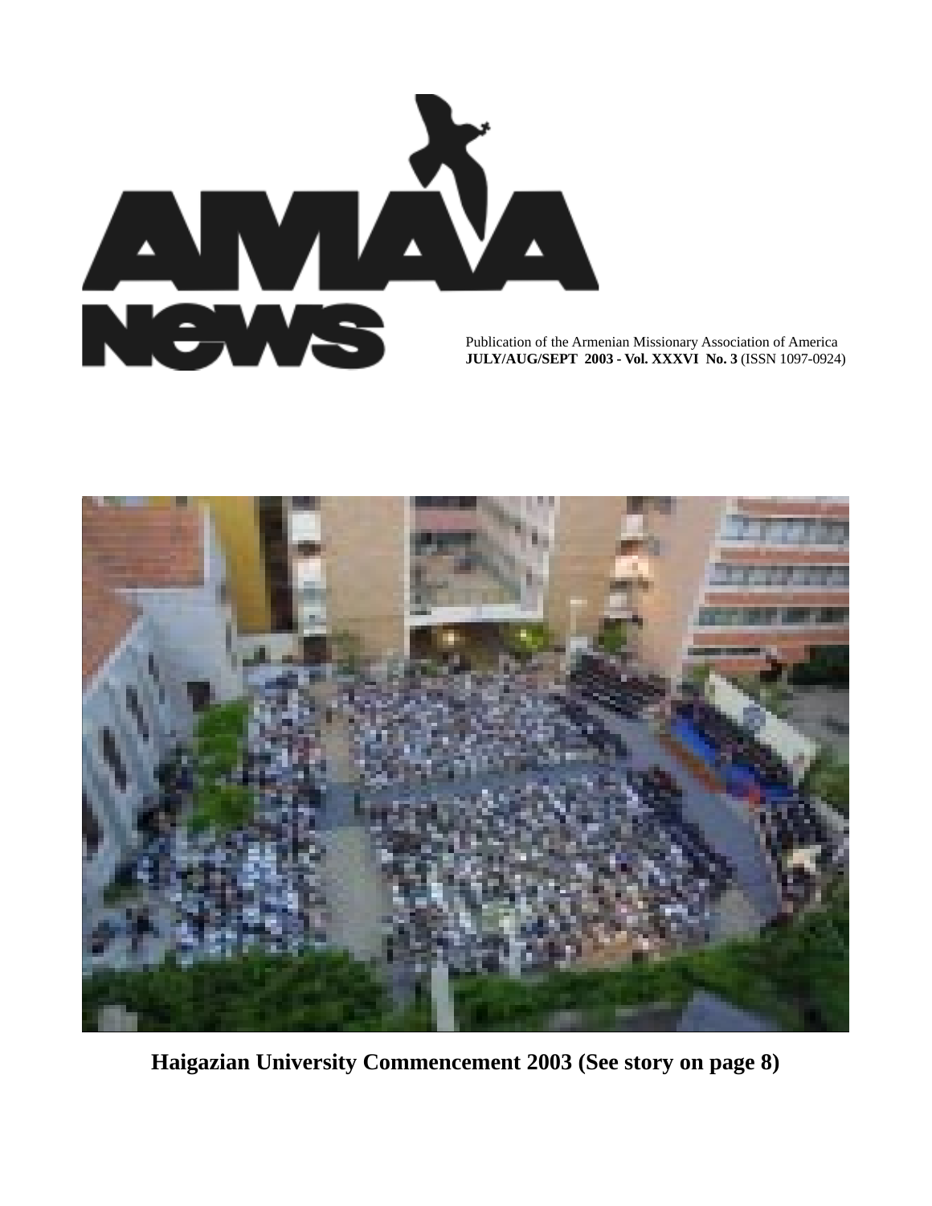# AMAA News

Publication of the Armenian Missionary Association of America
**JULY/AUG/SEPT 2003 - Vol. XXXVI No. 3** (ISSN 1097-0924)

**Haigazian University Commencement 2003 (See story on page 8)**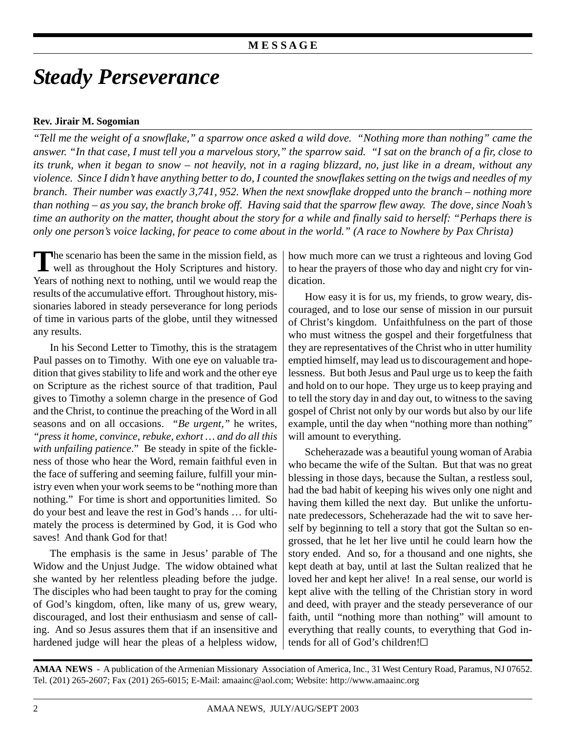**MESSAGE**

# *Steady Perseverance*

**Rev. Jirair M. Sogomian**

*"Tell me the weight of a snowflake," a sparrow once asked a wild dove. "Nothing more than nothing" came the answer. "In that case, I must tell you a marvelous story," the sparrow said. "I sat on the branch of a fir, close to its trunk, when it began to snow – not heavily, not in a raging blizzard, no, just like in a dream, without any violence. Since I didn't have anything better to do, I counted the snowflakes setting on the twigs and needles of my branch. Their number was exactly 3,741, 952. When the next snowflake dropped unto the branch – nothing more than nothing – as you say, the branch broke off. Having said that the sparrow flew away. The dove, since Noah's time an authority on the matter, thought about the story for a while and finally said to herself: "Perhaps there is only one person's voice lacking, for peace to come about in the world." (A race to Nowhere by Pax Christa)*

The scenario has been the same in the mission field, as well as throughout the Holy Scriptures and history. Years of nothing next to nothing, until we would reap the results of the accumulative effort. Throughout history, missionaries labored in steady perseverance for long periods of time in various parts of the globe, until they witnessed any results.

In his Second Letter to Timothy, this is the stratagem Paul passes on to Timothy. With one eye on valuable tradition that gives stability to life and work and the other eye on Scripture as the richest source of that tradition, Paul gives to Timothy a solemn charge in the presence of God and the Christ, to continue the preaching of the Word in all seasons and on all occasions. *"Be urgent,"* he writes, *"press it home, convince, rebuke, exhort … and do all this with unfailing patience*." Be steady in spite of the fickleness of those who hear the Word, remain faithful even in the face of suffering and seeming failure, fulfill your ministry even when your work seems to be "nothing more than nothing." For time is short and opportunities limited. So do your best and leave the rest in God's hands … for ultimately the process is determined by God, it is God who saves! And thank God for that!

The emphasis is the same in Jesus' parable of The Widow and the Unjust Judge. The widow obtained what she wanted by her relentless pleading before the judge. The disciples who had been taught to pray for the coming of God's kingdom, often, like many of us, grew weary, discouraged, and lost their enthusiasm and sense of calling. And so Jesus assures them that if an insensitive and hardened judge will hear the pleas of a helpless widow, how much more can we trust a righteous and loving God to hear the prayers of those who day and night cry for vindication.

How easy it is for us, my friends, to grow weary, discouraged, and to lose our sense of mission in our pursuit of Christ's kingdom. Unfaithfulness on the part of those who must witness the gospel and their forgetfulness that they are representatives of the Christ who in utter humility emptied himself, may lead us to discouragement and hopelessness. But both Jesus and Paul urge us to keep the faith and hold on to our hope. They urge us to keep praying and to tell the story day in and day out, to witness to the saving gospel of Christ not only by our words but also by our life example, until the day when "nothing more than nothing" will amount to everything.

Scheherazade was a beautiful young woman of Arabia who became the wife of the Sultan. But that was no great blessing in those days, because the Sultan, a restless soul, had the bad habit of keeping his wives only one night and having them killed the next day. But unlike the unfortunate predecessors, Scheherazade had the wit to save herself by beginning to tell a story that got the Sultan so engrossed, that he let her live until he could learn how the story ended. And so, for a thousand and one nights, she kept death at bay, until at last the Sultan realized that he loved her and kept her alive! In a real sense, our world is kept alive with the telling of the Christian story in word and deed, with prayer and the steady perseverance of our faith, until "nothing more than nothing" will amount to everything that really counts, to everything that God intends for all of God's children!☐

**AMAA NEWS** - A publication of the Armenian Missionary Association of America, Inc., 31 West Century Road, Paramus, NJ 07652. Tel. (201) 265-2607; Fax (201) 265-6015; E-Mail: amaainc@aol.com; Website: http://www.amaainc.org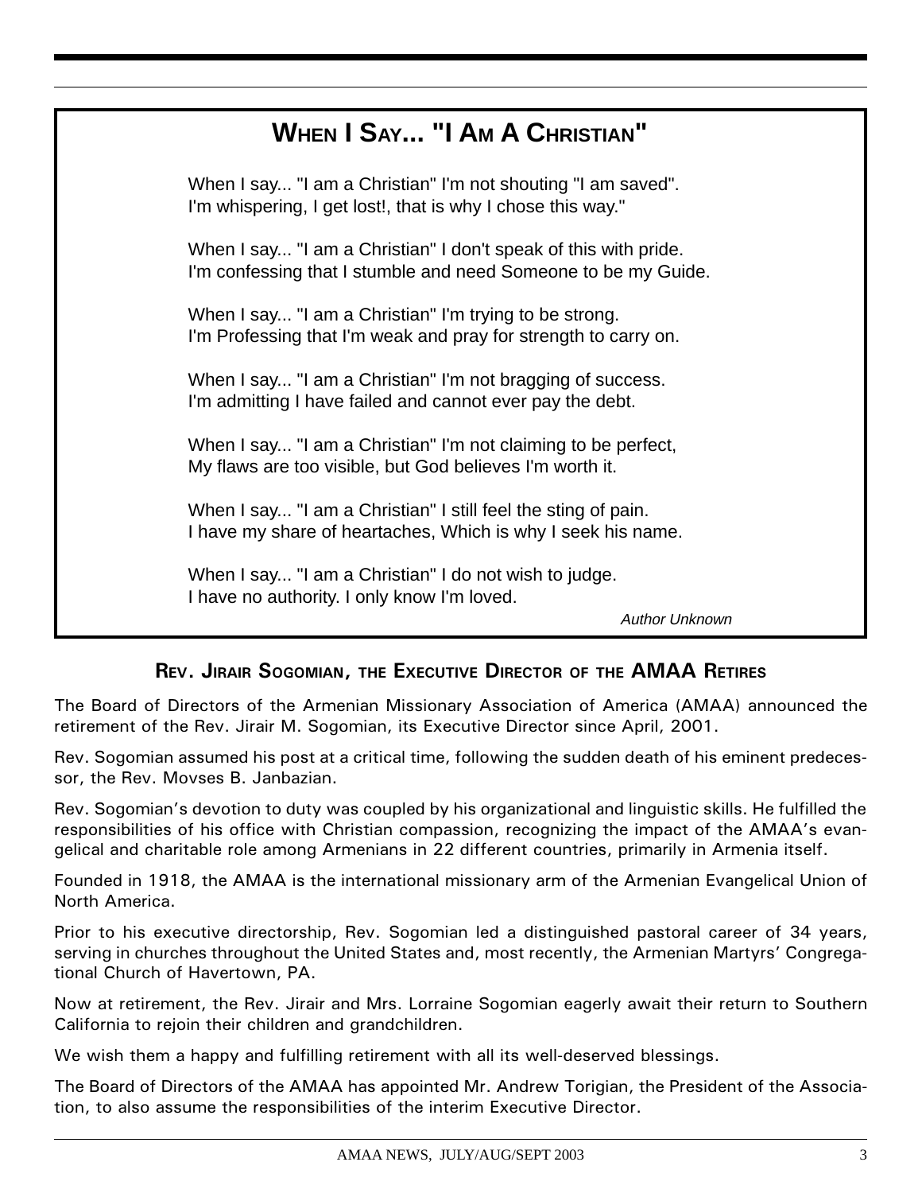## When I Say... "I Am A Christian"

When I say... "I am a Christian" I'm not shouting "I am saved".
I'm whispering, I get lost!, that is why I chose this way."

When I say... "I am a Christian" I don't speak of this with pride.
I'm confessing that I stumble and need Someone to be my Guide.

When I say... "I am a Christian" I'm trying to be strong.
I'm Professing that I'm weak and pray for strength to carry on.

When I say... "I am a Christian" I'm not bragging of success.
I'm admitting I have failed and cannot ever pay the debt.

When I say... "I am a Christian" I'm not claiming to be perfect,
My flaws are too visible, but God believes I'm worth it.

When I say... "I am a Christian" I still feel the sting of pain.
I have my share of heartaches, Which is why I seek his name.

When I say... "I am a Christian" I do not wish to judge.
I have no authority. I only know I'm loved.

*Author Unknown*

## Rev. Jirair Sogomian, the Executive Director of the AMAA Retires

The Board of Directors of the Armenian Missionary Association of America (AMAA) announced the retirement of the Rev. Jirair M. Sogomian, its Executive Director since April, 2001.

Rev. Sogomian assumed his post at a critical time, following the sudden death of his eminent predecessor, the Rev. Movses B. Janbazian.

Rev. Sogomian's devotion to duty was coupled by his organizational and linguistic skills. He fulfilled the responsibilities of his office with Christian compassion, recognizing the impact of the AMAA's evangelical and charitable role among Armenians in 22 different countries, primarily in Armenia itself.

Founded in 1918, the AMAA is the international missionary arm of the Armenian Evangelical Union of North America.

Prior to his executive directorship, Rev. Sogomian led a distinguished pastoral career of 34 years, serving in churches throughout the United States and, most recently, the Armenian Martyrs' Congregational Church of Havertown, PA.

Now at retirement, the Rev. Jirair and Mrs. Lorraine Sogomian eagerly await their return to Southern California to rejoin their children and grandchildren.

We wish them a happy and fulfilling retirement with all its well-deserved blessings.

The Board of Directors of the AMAA has appointed Mr. Andrew Torigian, the President of the Association, to also assume the responsibilities of the interim Executive Director.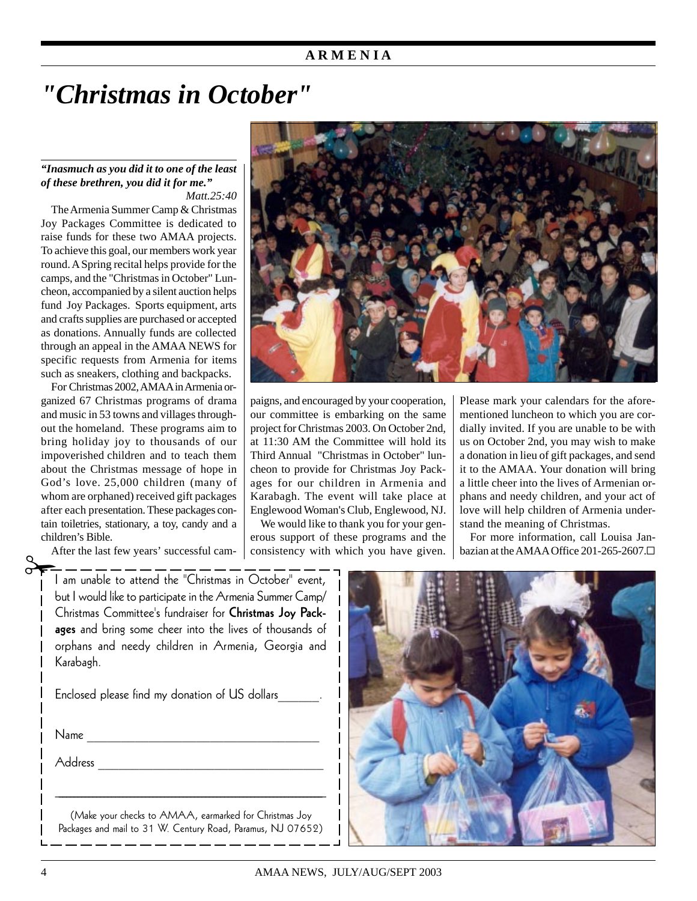# "Christmas in October"

***"Inasmuch as you did it to one of the least of these brethren, you did it for me."***
*Matt.25:40*

The Armenia Summer Camp & Christmas Joy Packages Committee is dedicated to raise funds for these two AMAA projects. To achieve this goal, our members work year round. A Spring recital helps provide for the camps, and the "Christmas in October" Luncheon, accompanied by a silent auction helps fund Joy Packages. Sports equipment, arts and crafts supplies are purchased or accepted as donations. Annually funds are collected through an appeal in the AMAA NEWS for specific requests from Armenia for items such as sneakers, clothing and backpacks.

For Christmas 2002, AMAA in Armenia organized 67 Christmas programs of drama and music in 53 towns and villages throughout the homeland. These programs aim to bring holiday joy to thousands of our impoverished children and to teach them about the Christmas message of hope in God's love. 25,000 children (many of whom are orphaned) received gift packages after each presentation. These packages contain toiletries, stationary, a toy, candy and a children's Bible.

After the last few years' successful campaigns, and encouraged by your cooperation, our committee is embarking on the same project for Christmas 2003. On October 2nd, at 11:30 AM the Committee will hold its Third Annual "Christmas in October" luncheon to provide for Christmas Joy Packages for our children in Armenia and Karabagh. The event will take place at Englewood Woman's Club, Englewood, NJ.

We would like to thank you for your generous support of these programs and the consistency with which you have given. Please mark your calendars for the aforementioned luncheon to which you are cordially invited. If you are unable to be with us on October 2nd, you may wish to make a donation in lieu of gift packages, and send it to the AMAA. Your donation will bring a little cheer into the lives of Armenian orphans and needy children, and your act of love will help children of Armenia understand the meaning of Christmas.

For more information, call Louisa Janbazian at the AMAA Office 201-265-2607.☐

---

I am unable to attend the "Christmas in October" event, but I would like to participate in the Armenia Summer Camp/ Christmas Committee's fundraiser for **Christmas Joy Packages** and bring some cheer into the lives of thousands of orphans and needy children in Armenia, Georgia and Karabagh.

Enclosed please find my donation of US dollars______.

Name ____________________________________

Address __________________________________

_________________________________________

(Make your checks to AMAA, earmarked for Christmas Joy Packages and mail to 31 W. Century Road, Paramus, NJ 07652)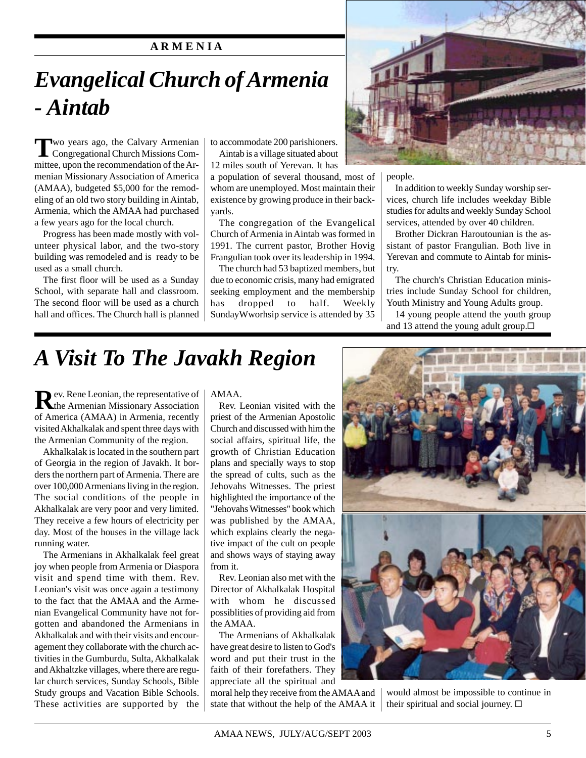# ARMENIA

## *Evangelical Church of Armenia - Aintab*

Two years ago, the Calvary Armenian Congregational Church Missions Committee, upon the recommendation of the Armenian Missionary Association of America (AMAA), budgeted $5,000 for the remodeling of an old two story building in Aintab, Armenia, which the AMAA had purchased a few years ago for the local church.

Progress has been made mostly with volunteer physical labor, and the two-story building was remodeled and is ready to be used as a small church.

The first floor will be used as a Sunday School, with separate hall and classroom. The second floor will be used as a church hall and offices. The Church hall is planned to accommodate 200 parishioners.

Aintab is a village situated about 12 miles south of Yerevan. It has a population of several thousand, most of whom are unemployed. Most maintain their existence by growing produce in their backyards.

The congregation of the Evangelical Church of Armenia in Aintab was formed in 1991. The current pastor, Brother Hovig Frangulian took over its leadership in 1994.

The church had 53 baptized members, but due to economic crisis, many had emigrated seeking employment and the membership has dropped to half. Weekly SundayWworhsip service is attended by 35 people.

In addition to weekly Sunday worship services, church life includes weekday Bible studies for adults and weekly Sunday School services, attended by over 40 children.

Brother Dickran Haroutounian is the assistant of pastor Frangulian. Both live in Yerevan and commute to Aintab for ministry.

The church's Christian Education ministries include Sunday School for children, Youth Ministry and Young Adults group.

14 young people attend the youth group and 13 attend the young adult group.☐

## *A Visit To The Javakh Region*

Rev. Rene Leonian, the representative of the Armenian Missionary Association of America (AMAA) in Armenia, recently visited Akhalkalak and spent three days with the Armenian Community of the region.

Akhalkalak is located in the southern part of Georgia in the region of Javakh. It borders the northern part of Armenia. There are over 100,000 Armenians living in the region. The social conditions of the people in Akhalkalak are very poor and very limited. They receive a few hours of electricity per day. Most of the houses in the village lack running water.

The Armenians in Akhalkalak feel great joy when people from Armenia or Diaspora visit and spend time with them. Rev. Leonian's visit was once again a testimony to the fact that the AMAA and the Armenian Evangelical Community have not forgotten and abandoned the Armenians in Akhalkalak and with their visits and encouragement they collaborate with the church activities in the Gumburdu, Sulta, Akhalkalak and Akhaltzke villages, where there are regular church services, Sunday Schools, Bible Study groups and Vacation Bible Schools. These activities are supported by the AMAA.

Rev. Leonian visited with the priest of the Armenian Apostolic Church and discussed with him the social affairs, spiritual life, the growth of Christian Education plans and specially ways to stop the spread of cults, such as the Jehovahs Witnesses. The priest highlighted the importance of the "Jehovahs Witnesses" book which was published by the AMAA, which explains clearly the negative impact of the cult on people and shows ways of staying away from it.

Rev. Leonian also met with the Director of Akhalkalak Hospital with whom he discussed possiblities of providing aid from the AMAA.

The Armenians of Akhalkalak have great desire to listen to God's word and put their trust in the faith of their forefathers. They appreciate all the spiritual and moral help they receive from the AMAA and state that without the help of the AMAA it would almost be impossible to continue in their spiritual and social journey. ☐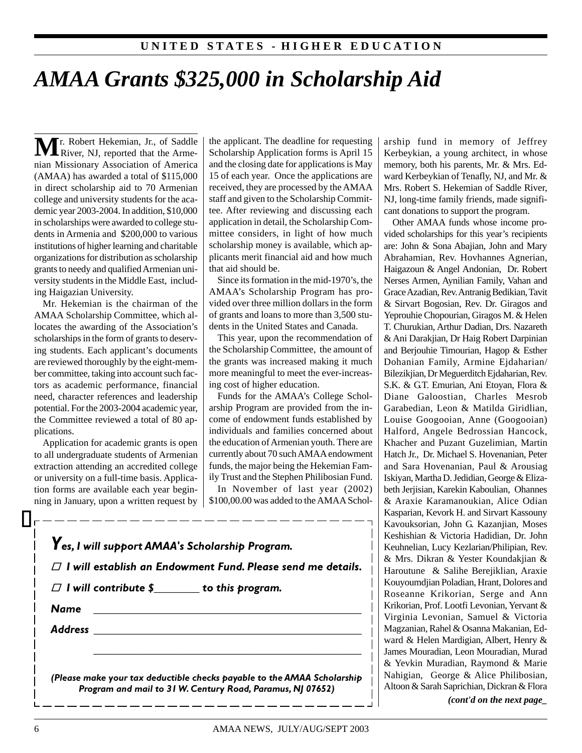UNITED STATES - HIGHER EDUCATION

# AMAA Grants $325,000 in Scholarship Aid

Mr. Robert Hekemian, Jr., of Saddle River, NJ, reported that the Armenian Missionary Association of America (AMAA) has awarded a total of $115,000 in direct scholarship aid to 70 Armenian college and university students for the academic year 2003-2004. In addition, $10,000 in scholarships were awarded to college students in Armenia and $200,000 to various institutions of higher learning and charitable organizations for distribution as scholarship grants to needy and qualified Armenian university students in the Middle East, including Haigazian University.

Mr. Hekemian is the chairman of the AMAA Scholarship Committee, which allocates the awarding of the Association's scholarships in the form of grants to deserving students. Each applicant's documents are reviewed thoroughly by the eight-member committee, taking into account such factors as academic performance, financial need, character references and leadership potential. For the 2003-2004 academic year, the Committee reviewed a total of 80 applications.

Application for academic grants is open to all undergraduate students of Armenian extraction attending an accredited college or university on a full-time basis. Application forms are available each year beginning in January, upon a written request by the applicant. The deadline for requesting Scholarship Application forms is April 15 and the closing date for applications is May 15 of each year. Once the applications are received, they are processed by the AMAA staff and given to the Scholarship Committee. After reviewing and discussing each application in detail, the Scholarship Committee considers, in light of how much scholarship money is available, which applicants merit financial aid and how much that aid should be.

Since its formation in the mid-1970's, the AMAA's Scholarship Program has provided over three million dollars in the form of grants and loans to more than 3,500 students in the United States and Canada.

This year, upon the recommendation of the Scholarship Committee, the amount of the grants was increased making it much more meaningful to meet the ever-increasing cost of higher education.

Funds for the AMAA's College Scholarship Program are provided from the income of endowment funds established by individuals and families concerned about the education of Armenian youth. There are currently about 70 such AMAA endowment funds, the major being the Hekemian Family Trust and the Stephen Philibosian Fund.

In November of last year (2002) $100,00.00 was added to the AMAA Scholarship fund in memory of Jeffrey Kerbeykian, a young architect, in whose memory, both his parents, Mr. & Mrs. Edward Kerbeykian of Tenafly, NJ, and Mr. & Mrs. Robert S. Hekemian of Saddle River, NJ, long-time family friends, made significant donations to support the program.

Other AMAA funds whose income provided scholarships for this year's recipients are: John & Sona Abajian, John and Mary Abrahamian, Rev. Hovhannes Agnerian, Haigazoun & Angel Andonian, Dr. Robert Nerses Armen, Aynilian Family, Vahan and Grace Azadian, Rev. Antranig Bedikian, Tavit & Sirvart Bogosian, Rev. Dr. Giragos and Yeprouhie Chopourian, Giragos M. & Helen T. Churukian, Arthur Dadian, Drs. Nazareth & Ani Darakjian, Dr Haig Robert Darpinian and Berjouhie Timourian, Hagop & Esther Dohanian Family, Armine Ejdaharian/ Bilezikjian, Dr Meguerditch Ejdaharian, Rev. S.K. & G.T. Emurian, Ani Etoyan, Flora & Diane Galoostian, Charles Mesrob Garabedian, Leon & Matilda Giridlian, Louise Googooian, Anne (Googooian) Halford, Angele Bedrossian Hancock, Khacher and Puzant Guzelimian, Martin Hatch Jr., Dr. Michael S. Hovenanian, Peter and Sara Hovenanian, Paul & Arousiag Iskiyan, Martha D. Jedidian, George & Elizabeth Jerjisian, Karekin Kaboulian, Ohannes & Araxie Karamanoukian, Alice Odian Kasparian, Kevork H. and Sirvart Kassouny Kavouksorian, John G. Kazanjian, Moses Keshishian & Victoria Hadidian, Dr. John Keuhnelian, Lucy Kezlarian/Philipian, Rev. & Mrs. Dikran & Yester Koundakjian & Haroutune & Salihe Berejiklian, Araxie Kouyoumdjian Poladian, Hrant, Dolores and Roseanne Krikorian, Serge and Ann Krikorian, Prof. Lootfi Levonian, Yervant & Virginia Levonian, Samuel & Victoria Magzanian, Rahel & Osanna Makanian, Edward & Helen Mardigian, Albert, Henry & James Mouradian, Leon Mouradian, Murad & Yevkin Muradian, Raymond & Marie Nahigian, George & Alice Philibosian, Altoon & Sarah Saprichian, Dickran & Flora

*(cont'd on the next page)*

---

***Yes, I will support AMAA's Scholarship Program.***

☐ ***I will establish an Endowment Fund. Please send me details.***

☐ ***I will contribute $________ to this program.***

***Name*** ______________________________________

***Address*** ______________________________________

______________________________________

*(Please make your tax deductible checks payable to the AMAA Scholarship Program and mail to 31 W. Century Road, Paramus, NJ 07652)*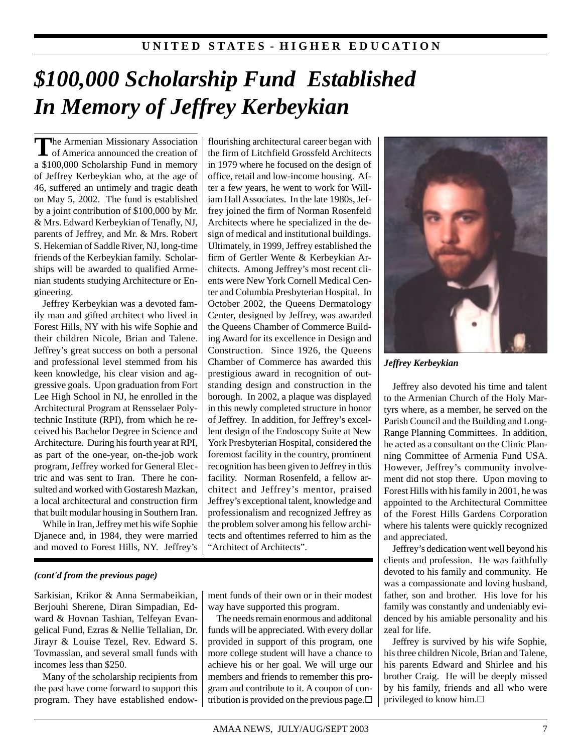# $100,000 Scholarship Fund Established In Memory of Jeffrey Kerbeykian

The Armenian Missionary Association of America announced the creation of a $100,000 Scholarship Fund in memory of Jeffrey Kerbeykian who, at the age of 46, suffered an untimely and tragic death on May 5, 2002. The fund is established by a joint contribution of $100,000 by Mr. & Mrs. Edward Kerbeykian of Tenafly, NJ, parents of Jeffrey, and Mr. & Mrs. Robert S. Hekemian of Saddle River, NJ, long-time friends of the Kerbeykian family. Scholarships will be awarded to qualified Armenian students studying Architecture or Engineering.

Jeffrey Kerbeykian was a devoted family man and gifted architect who lived in Forest Hills, NY with his wife Sophie and their children Nicole, Brian and Talene. Jeffrey's great success on both a personal and professional level stemmed from his keen knowledge, his clear vision and aggressive goals. Upon graduation from Fort Lee High School in NJ, he enrolled in the Architectural Program at Rensselaer Polytechnic Institute (RPI), from which he received his Bachelor Degree in Science and Architecture. During his fourth year at RPI, as part of the one-year, on-the-job work program, Jeffrey worked for General Electric and was sent to Iran. There he consulted and worked with Gostaresh Mazkan, a local architectural and construction firm that built modular housing in Southern Iran.

While in Iran, Jeffrey met his wife Sophie Djanece and, in 1984, they were married and moved to Forest Hills, NY. Jeffrey's flourishing architectural career began with the firm of Litchfield Grossfeld Architects in 1979 where he focused on the design of office, retail and low-income housing. After a few years, he went to work for William Hall Associates. In the late 1980s, Jeffrey joined the firm of Norman Rosenfeld Architects where he specialized in the design of medical and institutional buildings. Ultimately, in 1999, Jeffrey established the firm of Gertler Wente & Kerbeykian Architects. Among Jeffrey's most recent clients were New York Cornell Medical Center and Columbia Presbyterian Hospital. In October 2002, the Queens Dermatology Center, designed by Jeffrey, was awarded the Queens Chamber of Commerce Building Award for its excellence in Design and Construction. Since 1926, the Queens Chamber of Commerce has awarded this prestigious award in recognition of outstanding design and construction in the borough. In 2002, a plaque was displayed in this newly completed structure in honor of Jeffrey. In addition, for Jeffrey's excellent design of the Endoscopy Suite at New York Presbyterian Hospital, considered the foremost facility in the country, prominent recognition has been given to Jeffrey in this facility. Norman Rosenfeld, a fellow architect and Jeffrey's mentor, praised Jeffrey's exceptional talent, knowledge and professionalism and recognized Jeffrey as the problem solver among his fellow architects and oftentimes referred to him as the "Architect of Architects".

*Jeffrey Kerbeykian*

Jeffrey also devoted his time and talent to the Armenian Church of the Holy Martyrs where, as a member, he served on the Parish Council and the Building and Long-Range Planning Committees. In addition, he acted as a consultant on the Clinic Planning Committee of Armenia Fund USA. However, Jeffrey's community involvement did not stop there. Upon moving to Forest Hills with his family in 2001, he was appointed to the Architectural Committee of the Forest Hills Gardens Corporation where his talents were quickly recognized and appreciated.

Jeffrey's dedication went well beyond his clients and profession. He was faithfully devoted to his family and community. He was a compassionate and loving husband, father, son and brother. His love for his family was constantly and undeniably evidenced by his amiable personality and his zeal for life.

Jeffrey is survived by his wife Sophie, his three children Nicole, Brian and Talene, his parents Edward and Shirlee and his brother Craig. He will be deeply missed by his family, friends and all who were privileged to know him.☐

---

***(cont'd from the previous page)***

Sarkisian, Krikor & Anna Sermabeikian, Berjouhi Sherene, Diran Simpadian, Edward & Hovnan Tashian, Telfeyan Evangelical Fund, Ezras & Nellie Tellalian, Dr. Jirayr & Louise Tezel, Rev. Edward S. Tovmassian, and several small funds with incomes less than $250.

Many of the scholarship recipients from the past have come forward to support this program. They have established endowment funds of their own or in their modest way have supported this program.

The needs remain enormous and additonal funds will be appreciated. With every dollar provided in support of this program, one more college student will have a chance to achieve his or her goal. We will urge our members and friends to remember this program and contribute to it. A coupon of contribution is provided on the previous page.☐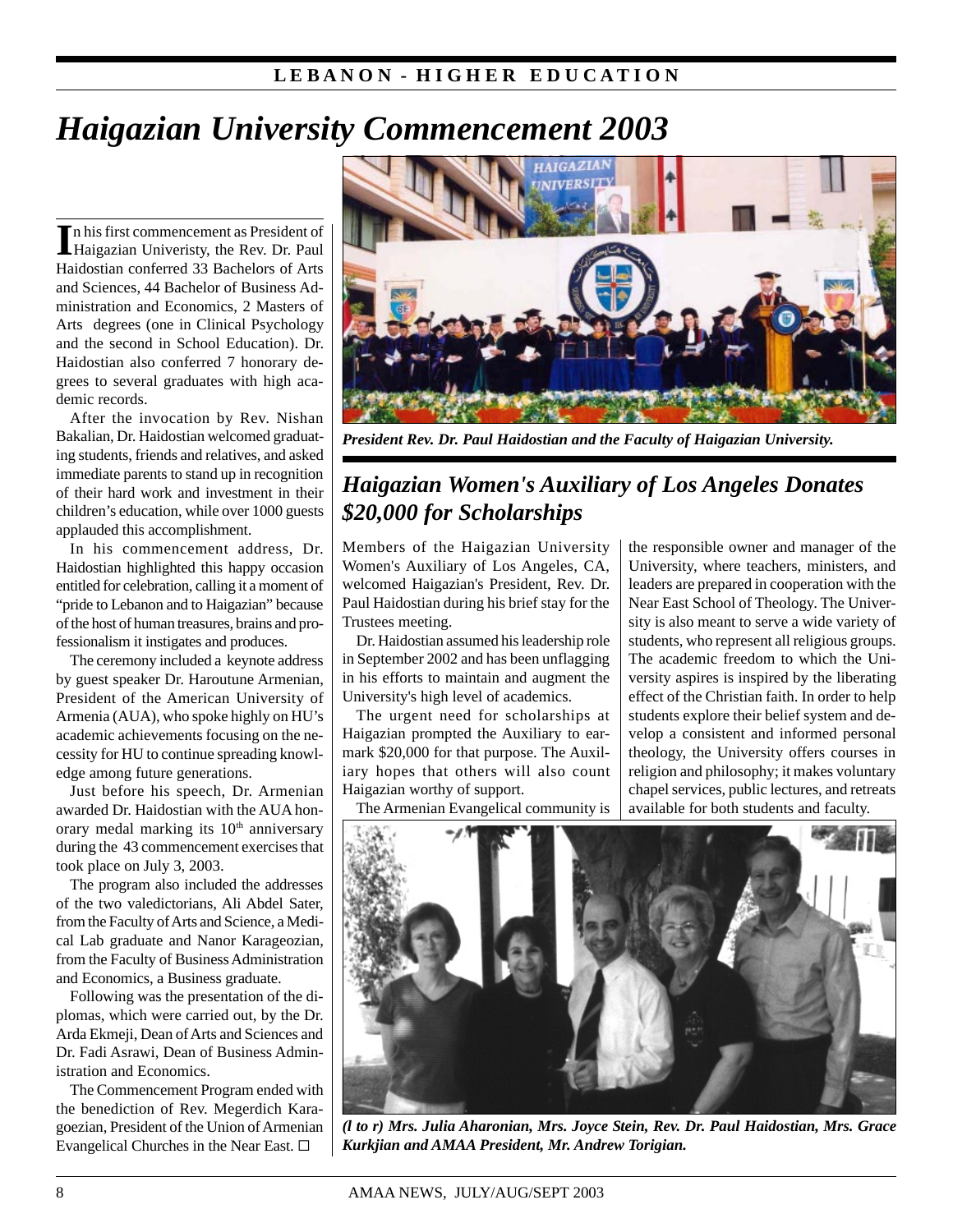# Haigazian University Commencement 2003

In his first commencement as President of Haigazian Univeristy, the Rev. Dr. Paul Haidostian conferred 33 Bachelors of Arts and Sciences, 44 Bachelor of Business Administration and Economics, 2 Masters of Arts degrees (one in Clinical Psychology and the second in School Education). Dr. Haidostian also conferred 7 honorary degrees to several graduates with high academic records.

After the invocation by Rev. Nishan Bakalian, Dr. Haidostian welcomed graduating students, friends and relatives, and asked immediate parents to stand up in recognition of their hard work and investment in their children's education, while over 1000 guests applauded this accomplishment.

In his commencement address, Dr. Haidostian highlighted this happy occasion entitled for celebration, calling it a moment of "pride to Lebanon and to Haigazian" because of the host of human treasures, brains and professionalism it instigates and produces.

The ceremony included a keynote address by guest speaker Dr. Haroutune Armenian, President of the American University of Armenia (AUA), who spoke highly on HU's academic achievements focusing on the necessity for HU to continue spreading knowledge among future generations.

Just before his speech, Dr. Armenian awarded Dr. Haidostian with the AUA honorary medal marking its 10th anniversary during the 43 commencement exercises that took place on July 3, 2003.

The program also included the addresses of the two valedictorians, Ali Abdel Sater, from the Faculty of Arts and Science, a Medical Lab graduate and Nanor Karageozian, from the Faculty of Business Administration and Economics, a Business graduate.

Following was the presentation of the diplomas, which were carried out, by the Dr. Arda Ekmeji, Dean of Arts and Sciences and Dr. Fadi Asrawi, Dean of Business Administration and Economics.

The Commencement Program ended with the benediction of Rev. Megerdich Karagoezian, President of the Union of Armenian Evangelical Churches in the Near East. ☐

*President Rev. Dr. Paul Haidostian and the Faculty of Haigazian University.*

## Haigazian Women's Auxiliary of Los Angeles Donates $20,000 for Scholarships

Members of the Haigazian University Women's Auxiliary of Los Angeles, CA, welcomed Haigazian's President, Rev. Dr. Paul Haidostian during his brief stay for the Trustees meeting.

Dr. Haidostian assumed his leadership role in September 2002 and has been unflagging in his efforts to maintain and augment the University's high level of academics.

The urgent need for scholarships at Haigazian prompted the Auxiliary to earmark $20,000 for that purpose. The Auxiliary hopes that others will also count Haigazian worthy of support.

The Armenian Evangelical community is the responsible owner and manager of the University, where teachers, ministers, and leaders are prepared in cooperation with the Near East School of Theology. The University is also meant to serve a wide variety of students, who represent all religious groups. The academic freedom to which the University aspires is inspired by the liberating effect of the Christian faith. In order to help students explore their belief system and develop a consistent and informed personal theology, the University offers courses in religion and philosophy; it makes voluntary chapel services, public lectures, and retreats available for both students and faculty.

*(l to r) Mrs. Julia Aharonian, Mrs. Joyce Stein, Rev. Dr. Paul Haidostian, Mrs. Grace Kurkjian and AMAA President, Mr. Andrew Torigian.*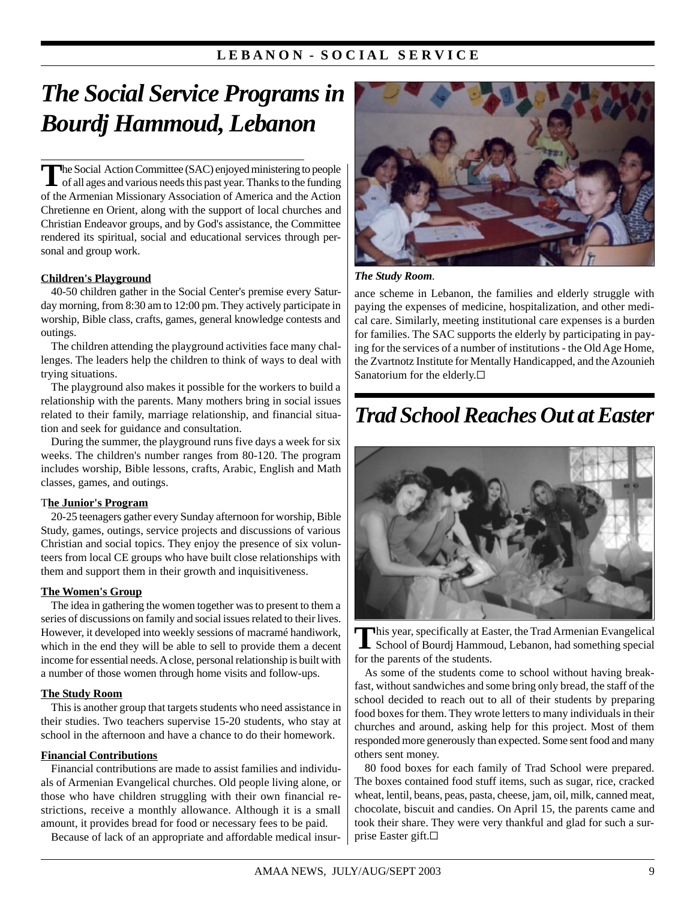# The Social Service Programs in Bourdj Hammoud, Lebanon

The Social Action Committee (SAC) enjoyed ministering to people of all ages and various needs this past year. Thanks to the funding of the Armenian Missionary Association of America and the Action Chretienne en Orient, along with the support of local churches and Christian Endeavor groups, and by God's assistance, the Committee rendered its spiritual, social and educational services through personal and group work.

**Children's Playground**

40-50 children gather in the Social Center's premise every Saturday morning, from 8:30 am to 12:00 pm. They actively participate in worship, Bible class, crafts, games, general knowledge contests and outings.

The children attending the playground activities face many challenges. The leaders help the children to think of ways to deal with trying situations.

The playground also makes it possible for the workers to build a relationship with the parents. Many mothers bring in social issues related to their family, marriage relationship, and financial situation and seek for guidance and consultation.

During the summer, the playground runs five days a week for six weeks. The children's number ranges from 80-120. The program includes worship, Bible lessons, crafts, Arabic, English and Math classes, games, and outings.

**The Junior's Program**

20-25 teenagers gather every Sunday afternoon for worship, Bible Study, games, outings, service projects and discussions of various Christian and social topics. They enjoy the presence of six volunteers from local CE groups who have built close relationships with them and support them in their growth and inquisitiveness.

**The Women's Group**

The idea in gathering the women together was to present to them a series of discussions on family and social issues related to their lives. However, it developed into weekly sessions of macramé handiwork, which in the end they will be able to sell to provide them a decent income for essential needs. A close, personal relationship is built with a number of those women through home visits and follow-ups.

**The Study Room**

This is another group that targets students who need assistance in their studies. Two teachers supervise 15-20 students, who stay at school in the afternoon and have a chance to do their homework.

**Financial Contributions**

Financial contributions are made to assist families and individuals of Armenian Evangelical churches. Old people living alone, or those who have children struggling with their own financial restrictions, receive a monthly allowance. Although it is a small amount, it provides bread for food or necessary fees to be paid.

Because of lack of an appropriate and affordable medical insurance scheme in Lebanon, the families and elderly struggle with paying the expenses of medicine, hospitalization, and other medical care. Similarly, meeting institutional care expenses is a burden for families. The SAC supports the elderly by participating in paying for the services of a number of institutions - the Old Age Home, the Zvartnotz Institute for Mentally Handicapped, and the Azounieh Sanatorium for the elderly.☐

*The Study Room.*

# Trad School Reaches Out at Easter

This year, specifically at Easter, the Trad Armenian Evangelical School of Bourdj Hammoud, Lebanon, had something special for the parents of the students.

As some of the students come to school without having breakfast, without sandwiches and some bring only bread, the staff of the school decided to reach out to all of their students by preparing food boxes for them. They wrote letters to many individuals in their churches and around, asking help for this project. Most of them responded more generously than expected. Some sent food and many others sent money.

80 food boxes for each family of Trad School were prepared. The boxes contained food stuff items, such as sugar, rice, cracked wheat, lentil, beans, peas, pasta, cheese, jam, oil, milk, canned meat, chocolate, biscuit and candies. On April 15, the parents came and took their share. They were very thankful and glad for such a surprise Easter gift.☐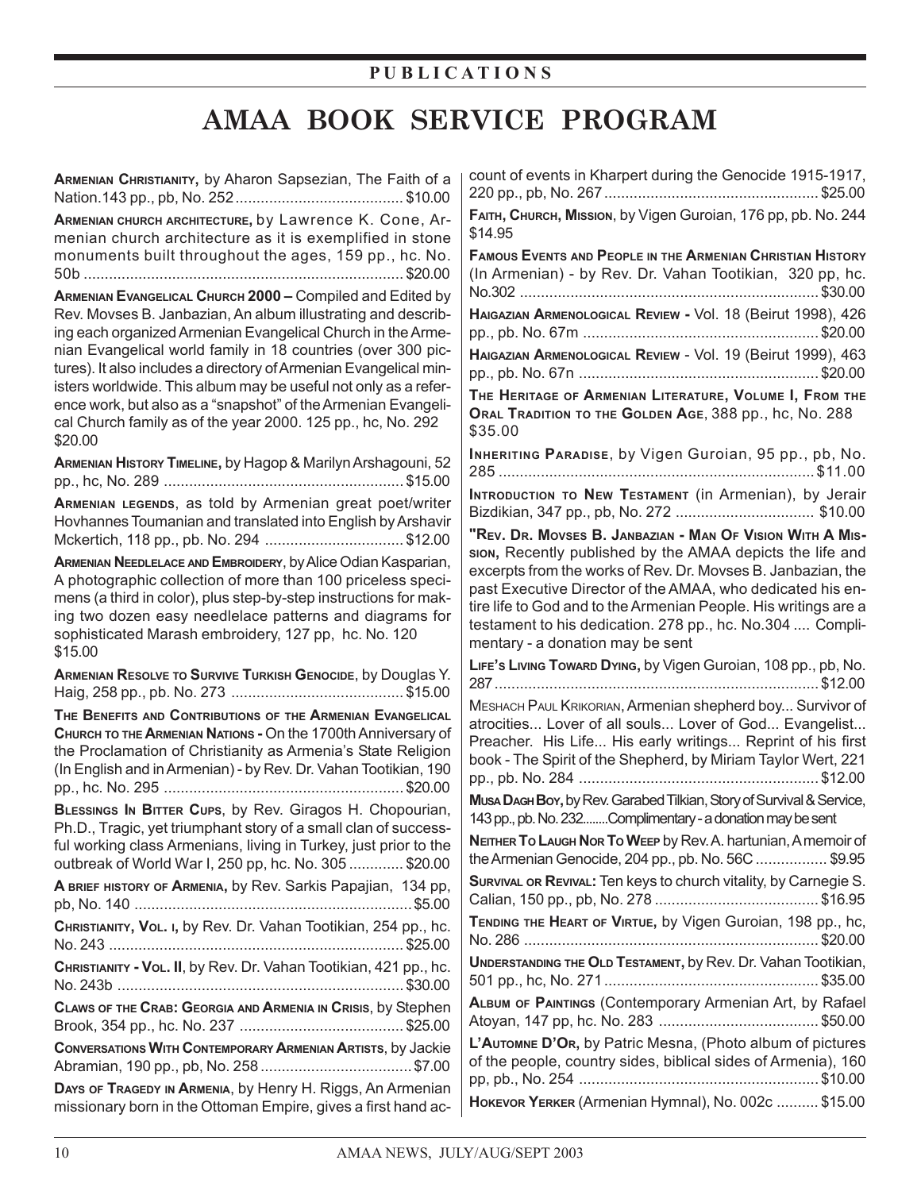## PUBLICATIONS

# AMAA BOOK SERVICE PROGRAM

**ARMENIAN CHRISTIANITY,** by Aharon Sapsezian, The Faith of a Nation.143 pp., pb, No. 252 ........................................ $10.00

**ARMENIAN CHURCH ARCHITECTURE,** by Lawrence K. Cone, Armenian church architecture as it is exemplified in stone monuments built throughout the ages, 159 pp., hc. No. 50b ........................................................................... $20.00

**ARMENIAN EVANGELICAL CHURCH 2000 –** Compiled and Edited by Rev. Movses B. Janbazian, An album illustrating and describing each organized Armenian Evangelical Church in the Armenian Evangelical world family in 18 countries (over 300 pictures). It also includes a directory of Armenian Evangelical ministers worldwide. This album may be useful not only as a reference work, but also as a "snapshot" of the Armenian Evangelical Church family as of the year 2000. 125 pp., hc, No. 292 $20.00

**ARMENIAN HISTORY TIMELINE,** by Hagop & Marilyn Arshagouni, 52 pp., hc, No. 289 ......................................................... $15.00

**ARMENIAN LEGENDS**, as told by Armenian great poet/writer Hovhannes Toumanian and translated into English by Arshavir Mckertich, 118 pp., pb. No. 294 ................................. $12.00

**ARMENIAN NEEDLELACE AND EMBROIDERY**, by Alice Odian Kasparian, A photographic collection of more than 100 priceless specimens (a third in color), plus step-by-step instructions for making two dozen easy needlelace patterns and diagrams for sophisticated Marash embroidery, 127 pp, hc. No. 120 $15.00

**ARMENIAN RESOLVE TO SURVIVE TURKISH GENOCIDE**, by Douglas Y. Haig, 258 pp., pb. No. 273 ......................................... $15.00

**THE BENEFITS AND CONTRIBUTIONS OF THE ARMENIAN EVANGELICAL CHURCH TO THE ARMENIAN NATIONS -** On the 1700th Anniversary of the Proclamation of Christianity as Armenia's State Religion (In English and in Armenian) - by Rev. Dr. Vahan Tootikian, 190 pp., hc. No. 295 ........................................................ $20.00

**BLESSINGS IN BITTER CUPS**, by Rev. Giragos H. Chopourian, Ph.D., Tragic, yet triumphant story of a small clan of successful working class Armenians, living in Turkey, just prior to the outbreak of World War I, 250 pp, hc. No. 305 ............. $20.00

**A BRIEF HISTORY OF ARMENIA,** by Rev. Sarkis Papajian, 134 pp, pb, No. 140 .................................................................. $5.00

**CHRISTIANITY, VOL. I,** by Rev. Dr. Vahan Tootikian, 254 pp., hc. No. 243 ..................................................................... $25.00

**CHRISTIANITY - VOL. II**, by Rev. Dr. Vahan Tootikian, 421 pp., hc. No. 243b .................................................................... $30.00

**CLAWS OF THE CRAB: GEORGIA AND ARMENIA IN CRISIS**, by Stephen Brook, 354 pp., hc. No. 237 ....................................... $25.00

**CONVERSATIONS WITH CONTEMPORARY ARMENIAN ARTISTS**, by Jackie Abramian, 190 pp., pb, No. 258 .................................... $7.00

**DAYS OF TRAGEDY IN ARMENIA**, by Henry H. Riggs, An Armenian missionary born in the Ottoman Empire, gives a first hand account of events in Kharpert during the Genocide 1915-1917, 220 pp., pb, No. 267 .................................................. $25.00

**FAITH, CHURCH, MISSION**, by Vigen Guroian, 176 pp, pb. No. 244 $14.95

**FAMOUS EVENTS AND PEOPLE IN THE ARMENIAN CHRISTIAN HISTORY** (In Armenian) - by Rev. Dr. Vahan Tootikian, 320 pp, hc. No.302 ...................................................................... $30.00

**HAIGAZIAN ARMENOLOGICAL REVIEW -** Vol. 18 (Beirut 1998), 426 pp., pb. No. 67m ....................................................... $20.00

**HAIGAZIAN ARMENOLOGICAL REVIEW** - Vol. 19 (Beirut 1999), 463 pp., pb. No. 67n ......................................................... $20.00

**THE HERITAGE OF ARMENIAN LITERATURE, VOLUME I, FROM THE ORAL TRADITION TO THE GOLDEN AGE**, 388 pp., hc, No. 288 $35.00

**INHERITING PARADISE**, by Vigen Guroian, 95 pp., pb, No. 285 ........................................................................... $11.00

**INTRODUCTION TO NEW TESTAMENT** (in Armenian), by Jerair Bizdikian, 347 pp., pb, No. 272 ................................. $10.00

**"REV. DR. MOVSES B. JANBAZIAN - MAN OF VISION WITH A MISSION,** Recently published by the AMAA depicts the life and excerpts from the works of Rev. Dr. Movses B. Janbazian, the past Executive Director of the AMAA, who dedicated his entire life to God and to the Armenian People. His writings are a testament to his dedication. 278 pp., hc. No.304 .... Complimentary - a donation may be sent

**LIFE'S LIVING TOWARD DYING,** by Vigen Guroian, 108 pp., pb, No. 287 ............................................................................. $12.00

MESHACH PAUL KRIKORIAN, Armenian shepherd boy... Survivor of atrocities... Lover of all souls... Lover of God... Evangelist... Preacher. His Life... His early writings... Reprint of his first book - The Spirit of the Shepherd, by Miriam Taylor Wert, 221 pp., pb. No. 284 ........................................................ $12.00

**MUSA DAGH BOY,** by Rev. Garabed Tilkian, Story of Survival & Service, 143 pp., pb. No. 232........Complimentary - a donation may be sent

**NEITHER TO LAUGH NOR TO WEEP** by Rev. A. hartunian, A memoir of the Armenian Genocide, 204 pp., pb. No. 56C ................. $9.95

**SURVIVAL OR REVIVAL:** Ten keys to church vitality, by Carnegie S. Calian, 150 pp., pb, No. 278 ...................................... $16.95

**TENDING THE HEART OF VIRTUE,** by Vigen Guroian, 198 pp., hc, No. 286 ..................................................................... $20.00

**UNDERSTANDING THE OLD TESTAMENT,** by Rev. Dr. Vahan Tootikian, 501 pp., hc, No. 271 .................................................. $35.00

**ALBUM OF PAINTINGS** (Contemporary Armenian Art, by Rafael Atoyan, 147 pp, hc. No. 283 ..................................... $50.00

**L'AUTOMNE D'OR,** by Patric Mesna, (Photo album of pictures of the people, country sides, biblical sides of Armenia), 160 pp, pb., No. 254 ........................................................ $10.00

**HOKEVOR YERKER** (Armenian Hymnal), No. 002c .......... $15.00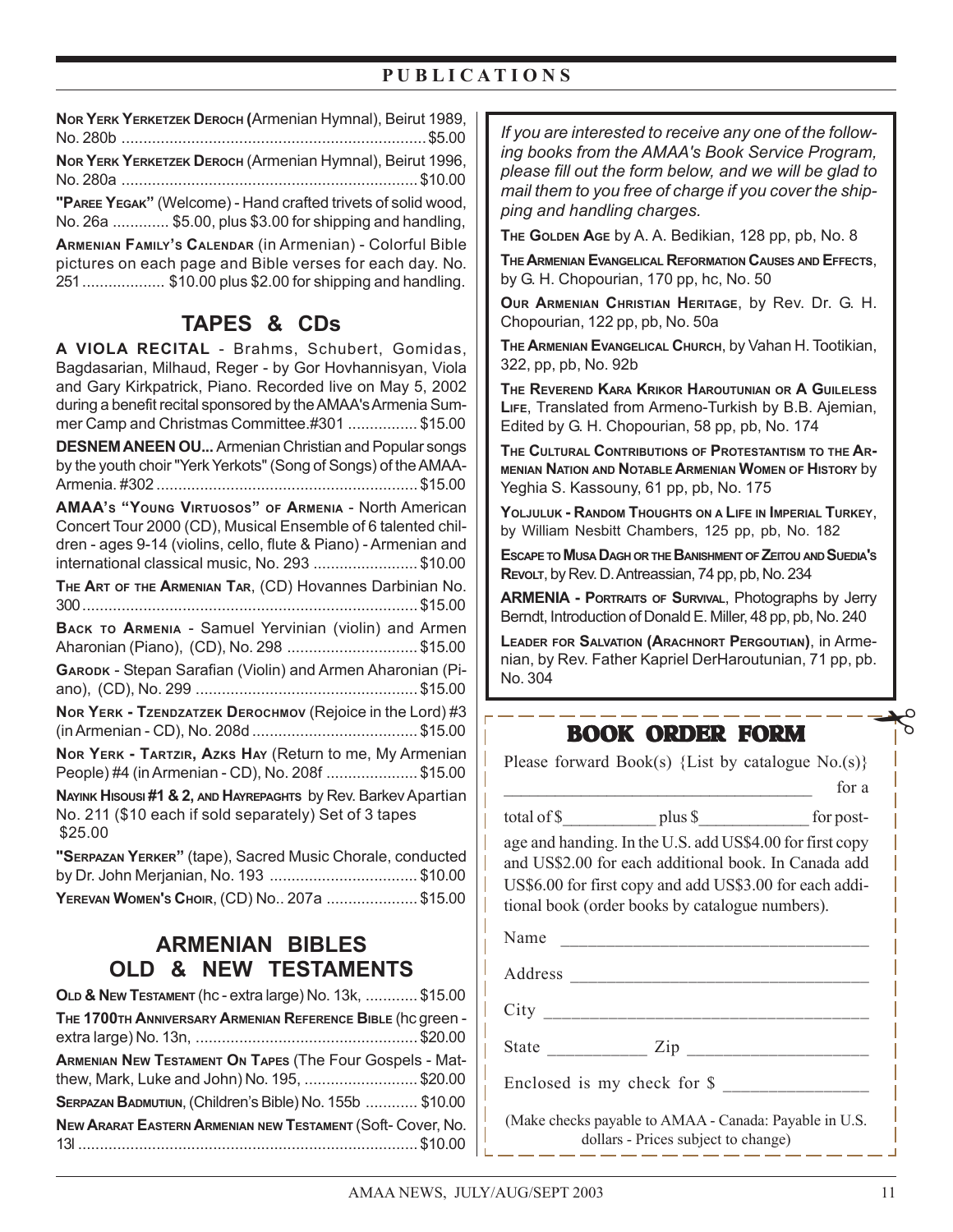## PUBLICATIONS

**Nor Yerk Yerketzek Deroch** (Armenian Hymnal), Beirut 1989, No. 280b .......... $5.00

**Nor Yerk Yerketzek Deroch** (Armenian Hymnal), Beirut 1996, No. 280a .......... $10.00

**"Paree Yegak"** (Welcome) - Hand crafted trivets of solid wood, No. 26a .......... $5.00, plus $3.00 for shipping and handling,

**Armenian Family's Calendar** (in Armenian) - Colorful Bible pictures on each page and Bible verses for each day. No. 251 .......... $10.00 plus $2.00 for shipping and handling.

## TAPES & CDs

**A VIOLA RECITAL** - Brahms, Schubert, Gomidas, Bagdasarian, Milhaud, Reger - by Gor Hovhannisyan, Viola and Gary Kirkpatrick, Piano. Recorded live on May 5, 2002 during a benefit recital sponsored by the AMAA's Armenia Summer Camp and Christmas Committee.#301 .......... $15.00

**DESNEM ANEEN OU...** Armenian Christian and Popular songs by the youth choir "Yerk Yerkots" (Song of Songs) of the AMAA-Armenia. #302 .......... $15.00

**AMAA's "Young Virtuosos" of Armenia** - North American Concert Tour 2000 (CD), Musical Ensemble of 6 talented children - ages 9-14 (violins, cello, flute & Piano) - Armenian and international classical music, No. 293 .......... $10.00

**The Art of the Armenian Tar**, (CD) Hovannes Darbinian No. 300 .......... $15.00

**Back to Armenia** - Samuel Yervinian (violin) and Armen Aharonian (Piano), (CD), No. 298 .......... $15.00

**Garodk** - Stepan Sarafian (Violin) and Armen Aharonian (Piano), (CD), No. 299 .......... $15.00

**Nor Yerk - Tzendzatzek Derochmov** (Rejoice in the Lord) #3 (in Armenian - CD), No. 208d .......... $15.00

**Nor Yerk - Tartzir, Azks Hay** (Return to me, My Armenian People) #4 (in Armenian - CD), No. 208f .......... $15.00

**Nayink Hisousi #1 & 2, and Hayrepaghts** by Rev. Barkev Apartian No. 211 ($10 each if sold separately) Set of 3 tapes $25.00

**"Serpazan Yerker"** (tape), Sacred Music Chorale, conducted by Dr. John Merjanian, No. 193 .......... $10.00

**Yerevan Women's Choir**, (CD) No.. 207a .......... $15.00

## ARMENIAN BIBLES OLD & NEW TESTAMENTS

**Old & New Testament** (hc - extra large) No. 13k, .......... $15.00

**The 1700th Anniversary Armenian Reference Bible** (hc green - extra large) No. 13n, .......... $20.00

**Armenian New Testament On Tapes** (The Four Gospels - Matthew, Mark, Luke and John) No. 195, .......... $20.00

**Serpazan Badmutiun**, (Children's Bible) No. 155b .......... $10.00

**New Ararat Eastern Armenian new Testament** (Soft- Cover, No. 13l .......... $10.00

*If you are interested to receive any one of the following books from the AMAA's Book Service Program, please fill out the form below, and we will be glad to mail them to you free of charge if you cover the shipping and handling charges.*

**The Golden Age** by A. A. Bedikian, 128 pp, pb, No. 8

**The Armenian Evangelical Reformation Causes and Effects**, by G. H. Chopourian, 170 pp, hc, No. 50

**Our Armenian Christian Heritage**, by Rev. Dr. G. H. Chopourian, 122 pp, pb, No. 50a

**The Armenian Evangelical Church**, by Vahan H. Tootikian, 322, pp, pb, No. 92b

**The Reverend Kara Krikor Haroutunian or A Guileless Life**, Translated from Armeno-Turkish by B.B. Ajemian, Edited by G. H. Chopourian, 58 pp, pb, No. 174

**The Cultural Contributions of Protestantism to the Armenian Nation and Notable Armenian Women of History** by Yeghia S. Kassouny, 61 pp, pb, No. 175

**Yoljuluk - Random Thoughts on a Life in Imperial Turkey**, by William Nesbitt Chambers, 125 pp, pb, No. 182

**Escape to Musa Dagh or the Banishment of Zeitou and Suedia's Revolt**, by Rev. D. Antreassian, 74 pp, pb, No. 234

**ARMENIA - Portraits of Survival**, Photographs by Jerry Berndt, Introduction of Donald E. Miller, 48 pp, pb, No. 240

**Leader for Salvation (Arachnort Pergoutian)**, in Armenian, by Rev. Father Kapriel DerHaroutunian, 71 pp, pb. No. 304

## BOOK ORDER FORM

Please forward Book(s) {List by catalogue No.(s)} ____________________ for a total of $__________ plus $__________ for postage and handing. In the U.S. add US$4.00 for first copy and US$2.00 for each additional book. In Canada add US$6.00 for first copy and add US$3.00 for each additional book (order books by catalogue numbers).

Name ____________________

Address ____________________

City ____________________

State __________ Zip ____________________

Enclosed is my check for $ ____________________

(Make checks payable to AMAA - Canada: Payable in U.S. dollars - Prices subject to change)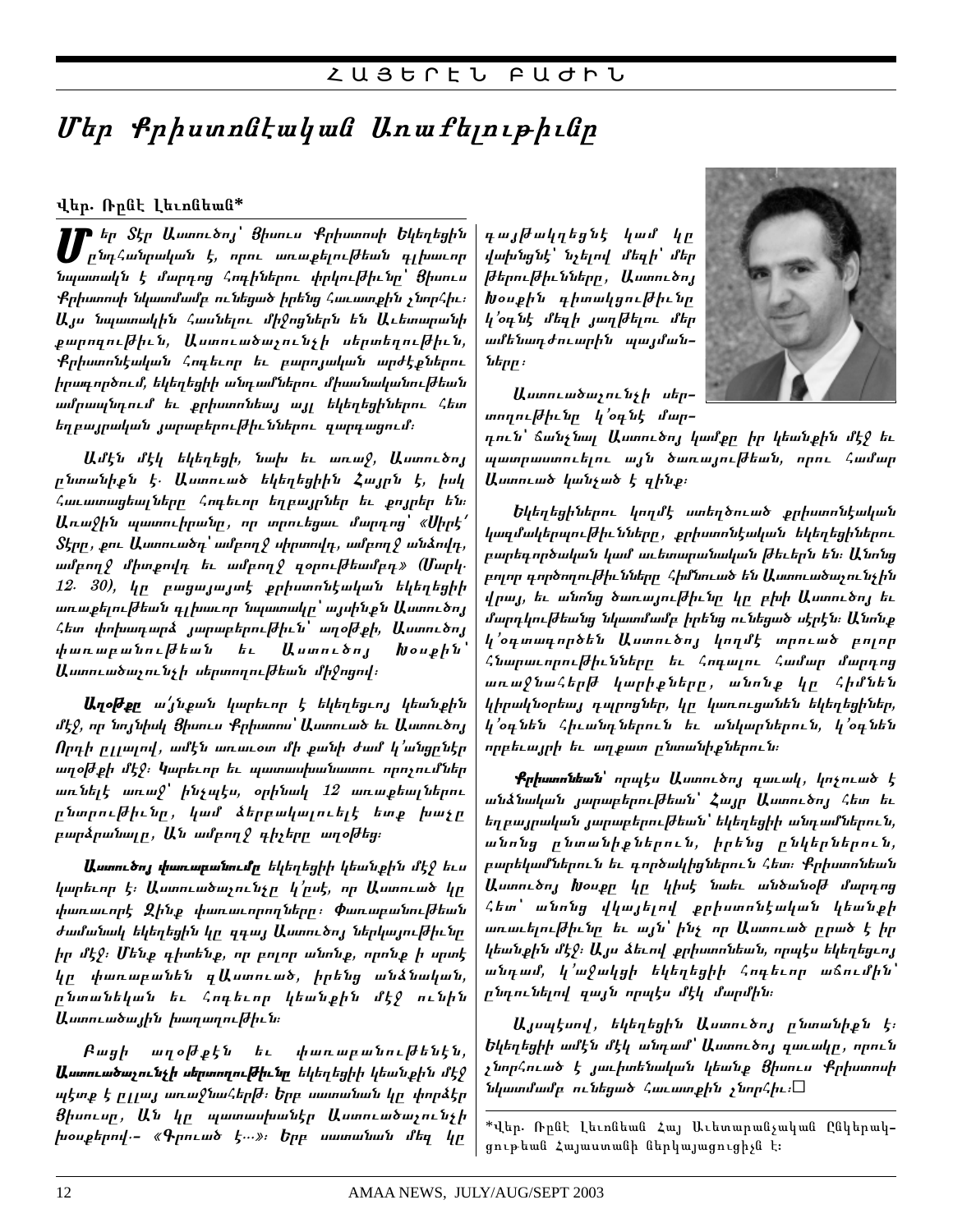ՀԱՅԵՐԷՆ ԲԱԺԻՆ

# Մեր Քրիստոնէական Առաքելութիւնը

Վեր. Ռընէ Լեւոնեան*

Մեր Տէր Աստուծոյ՝ Յիսուս Քրիստոսի Եկեղեցին ընդհանրական է, որուն առաքելութեան գլխաւոր նպատակն է մարդոց հոգիներուն փրկութիւնը՝ Յիսուս Քրիստոսի նկատմամբ ունեցած իրենց հաւատքին շնորհիւ։ Այս նպատակին հասնելու միջոցներն են Աւետարանի քարոզութիւն, Աստուածաշունչի սերտողութիւն, Քրիստոնէական հոգեւոր եւ բարոյական արժէքներու իրագործում, եկեղեցիի անդամներու միասնականութեան ամրապնդում եւ քրիստոնեայ այլ եկեղեցիներու հետ եղբայրական յարաբերութիւններու զարգացում։

Ամէն մէկ եկեղեցի, նախ եւ առաջ, Աստուծոյ ընտանիքն է։ Աստուած եկեղեցիին Հայրն է, իսկ հաւատացեալները հոգեւոր եղբայրներ եւ քոյրեր են։ Առաջին պատուիրանը, որ տրուեցաւ մարդոց՝ «Սիրէ՛ Տէրը, քու Աստուածդ՝ ամբողջ սիրտովդ, ամբողջ անձովդ, ամբողջ միտքովդ եւ ամբողջ զօրութեամբդ» (Մարկ. 12. 30), կը բացայայտէ քրիստոնէական եկեղեցիի առաքելութեան գլխաւոր նպատակը՝ այսինքն Աստուծոյ հետ փոխադարձ յարաբերութիւն՝ աղօթքի, Աստուծոյ փառաբանութեան եւ Աստուծոյ Խօսքին՝ Աստուածաշունչի սերտողութեան միջոցով։

**Աղօթքը** ա՛յնքան կարեւոր է եկեղեցւոյ կեանքին մէջ, որ նոյնիսկ Յիսուս Քրիստոս՝ Աստուած եւ Աստուծոյ Որդի ըլլալով, ամէն առաւօտ մի քանի ժամ կ՛անցընէր աղօթքի մէջ։ Կարեւոր եւ պատասխանատու որոշումներ առնելէ առաջ՝ ինչպէս, օրինակ 12 առաքեալներու ընտրութիւնը, կամ ձերբակալուելէ ետք խաչը բարձրանալը, Ան ամբողջ գիշերը աղօթեց։

**Աստուծոյ փառաբանումը** եկեղեցիի կեանքին մէջ եւս կարեւոր է։ Աստուածաշունչը կ՛ըսէ, որ Աստուած կը փառաւորէ Զինք փառաւորողները։ Փառաբանութեան ժամանակ եկեղեցին կը զգայ Աստուծոյ ներկայութիւնը իր մէջ։ Մենք գիտենք, որ բոլոր անոնք, որոնք ի սրտէ կը փառաբանեն զԱստուած, իրենց անձնական, ընտանեկան եւ հոգեւոր կեանքին մէջ ունին Աստուածային խաղաղութիւն։

Բացի աղօթքէն եւ փառաբանութենէն, **Աստուածաշունչի սերտողութիւնը** եկեղեցիի կեանքին մէջ պէտք է ըլլայ առաջնահերթ։ Երբ սատանան կը փորձէր Յիսուսը, Ան կը պատասխանէր Աստուածաշունչի խօսքերով.- «Գրուած է...»։ Երբ սատանան մեզ կը գայթակղեցնէ կամ կը վախցնէ՝ նշելով մեզի՝ մեր թերութիւնները, Աստուծոյ Խօսքին գիտակցութիւնը կ՛օգնէ մեզի յաղթելու մեր ամենադժուարին պայմաններուն։

Աստուածաշունչի սերտողութիւնը կ՛օգնէ մարդուն՝ ճանչնալ Աստուծոյ կամքը իր կեանքին մէջ եւ պատրաստուելու այն ծառայութեան, որուն համար Աստուած կանչած է զինք։

Եկեղեցիներու կողմէ ստեղծուած քրիստոնէական կազմակերպութիւնները, քրիստոնէական եկեղեցիներու բարեգործական կամ աւետարանական թեւերն են։ Անոնց բոլոր գործողութիւնները հիմնուած են Աստուածաշունչին վրայ, եւ անոնց ծառայութիւնը կը բխի Աստուծոյ եւ մարդկութեանց նկատմամբ իրենց ունեցած սէրէն։ Անոնք կ՛օգտագործեն Աստուծոյ կողմէ տրուած բոլոր հնարաւորութիւնները եւ հոգալու համար մարդոց առաջնահերթ կարիքները, անոնք կը հիմնեն կիրակնօրեայ դպրոցներ, կը կառուցանեն եկեղեցիներ, կ՛օգնեն հիւանդներուն եւ անկարներուն, կ՛օգնեն որբեւայրի եւ աղքատ ընտանիքներուն։

**Քրիստոնեան**՝ որպէս Աստուծոյ զաւակ, կոչուած է անձնական յարաբերութեան՝ Հայր Աստուծոյ հետ եւ եղբայրական յարաբերութեան՝ եկեղեցիի անդամներուն, անոնց ընտանիքներուն, իրենց ընկերներուն, բարեկամներուն եւ գործակիցներուն հետ։ Քրիստոնեան Աստուծոյ Խօսքը կը կիսէ նաեւ անծանօթ մարդոց հետ՝ անոնց վկայելով քրիստոնէական կեանքի առաւելութիւնը եւ այն՝ ինչ որ Աստուած ըրած է իր կեանքին մէջ։ Այս ձեւով քրիստոնեան, որպէս եկեղեցւոյ անդամ, կ՛աջակցի եկեղեցիի հոգեւոր աճումին՝ ընդունելով զայն որպէս մէկ մարմին։

Այսպիսով, եկեղեցին Աստուծոյ ընտանիքն է։ Եկեղեցիի ամէն մէկ անդամ՝ Աստուծոյ զաւակը, որուն շնորհուած է յաւիտենական կեանք Յիսուս Քրիստոսի նկատմամբ ունեցած հաւատքին շնորհիւ։□

*Վեր. Ռընէ Լեւոնեան Հայ Աւետարանչական Ընկերակցութեան Հայաստանի ներկայացուցիչն է։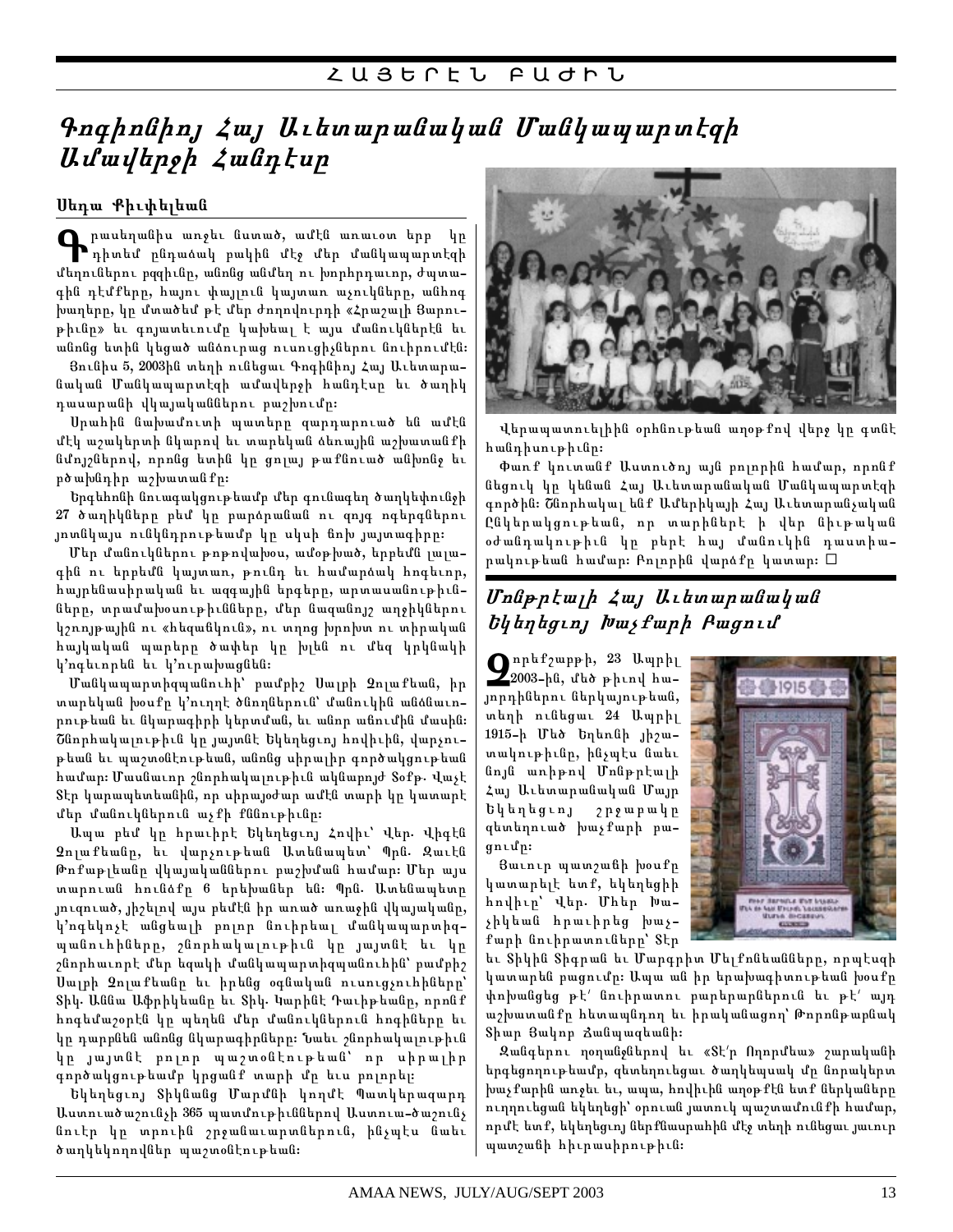# ՀԱՅԵՐԷՆ ԲԱԺԻՆ

## Գոգինճիոյ Հայ Աւետարանական Մանկապարտէզի Ամավերջի Հանդէսը

### Սեդա Քիւփելեան

Գրասեղանիս առջեւ նստած, ամէն առաւօտ երբ կը դիտեմ ընդարձակ բակին մէջ մեր մանկապարտէզի մեղուներու բզզիւնը, անոնց անմեղ ու խորհրդաւոր, ժպտագին դէմքերը, հայու փայլուն կայտառ աչուկները, անհոգ խաղերը, կը մտածեմ թէ մեր ժողովուրդի «Հրաշալի Ցարութիւնը» եւ գոյատեւումը կախեալ է այս մանուկներէն եւ անոնց ետին կեցած անձնուրաց ուսուցիչներու նուիրումէն։

Յունիս 5, 2003ին տեղի ունեցաւ Գոգինճիոյ Հայ Աւետարանական Մանկապարտէզի ամավերջի հանդէսը եւ ծաղիկ դասարանի վկայականներու բաշխումը։

Սրահին նախամուտի պատերը զարդարուած են ամէն մէկ աշակերտի նկարով եւ տարեկան ձեռային աշխատանքի նմոյշներով, որոնց ետին կը ցոլայ թաքնուած անխոնջ եւ բծախնդիր աշխատանքը։

Երգեհոնի նուագակցութեամբ մեր գունագեղ ծաղկեփունջի 27 ծաղիկները բեմ կը բարձրանան ու գոյգ ոգերգներու յոտնկայս ունկնդրութեամբ կը սկսի նոխ յայտագիրը։

Մեր մանուկներու թոթովախօս, ամօթխած, երբեմն լալագին ու երբեմն կայտառ, թունդ եւ համարձակ հոգեւոր, հայրենասիրական եւ ազգային երգերը, արտասանութիւնները, տրամախօսութիւնները, մեր նազանոյշ աղջիկներու կշռոյթային ու «հեզանկուն», ու տղոց խրոխտ ու տիրական հայկական պարերը ծափեր կը խլեն ու մեզ կրկնակի կ'ոգեւորեն եւ կ'ուրախացնեն։

Մանկապարտիզպանուհին՝ բարիշ Սալբի Զուլաֆեան, իր տարեկան խօսքը կ'ուղղէ ծնողներուն՝ մանուկին անձնաւորութեան եւ նկարագիրի կերտման, եւ անոր անումին մասին։ Շնորհակալութիւն կը յայտնէ Եկեղեցոյ հովիւին, վարչութեան եւ պաշտօնէութեան, անոնց սիրալիր գործակցութեան համար։ Մասնաւոր շնորհակալութիւն ակնարոյժ Տօքթ. Վաչէ Տէր կարապետեանին, որ սիրայօժար ամէն տարի կը կատարէ մեր մանուկներուն աչքի քննութիւնը։

Ապա բեմ կը հրաւիրէ Եկեղեցոյ Հովիւ՝ Վեր. Վիգէն Զուլաֆեանը, եւ վարչութեան Ատենապետ՝ Պրն. Զաւէն Թոփաքլեանը վկայականներու բաշխման համար։ Մեր այս տարուան հունձքը 6 երեխաներ են։ Պրն. Ատենապետը յուզուած, յիշելով այս բեմէն իր առած առաջին վկայականը, կ'ողկուզէ անցեալի բոլոր նուիրեալ մանկապարտիզպանուհիները, շնորհակալութիւն կը յայտնէ եւ կը շնորհաւորէ մեր եզակի մանկապարտիզպանուհին՝ բարիշ Սալբի Զուլաֆեանը եւ իրենց օգնական ուսուցչուհիները՝ Տիկ. Աննա Աֆրիկեանը եւ Տիկ. Կարինէ Դաւիթեանը, որոնք հոգեմաշօրէն կը պեղեն մեր մանուկներու հոգիները եւ կը դարբնեն անոնց նկարագիրները։ Նաեւ շնորհակալութիւն կը յայտնէ բոլոր պաշտօնէութեան՝ որ սիրալիր գործակցութեամբ կրցանք տարի մը եւս բոլորել։

Եկեղեցոյ Տիկնանց Մարմնի կողմէ Պատկերազարդ Աստուածաշունչի 365 պատմութիւններով Աստուա-ծաշունչ նուէր կը տրուին շրջանաւարտներուն, ինչպէս նաեւ ծաղկեկողովներ պաշտօնէութեան։

Վերապատուելիին օրհնութեան աղօթքով վերջ կը գտնէ հանդիսութիւնը։

Փառք կուտանք Աստուծոյ այն բոլորին համար, որոնք ենցուկ կը կենան Հայ Աւետարանական Մանկապարտէզի գործին։ Շնորհակալ ենք Ամերիկայի Հայ Աւետարանչական Ընկերակցութեան, որ տարիներէ ի վեր նիւթական օժանդակութիւն կը բերէ հայ մանուկին դաստիարակութեան համար։ Բոլորին վարձքը կատար։ □

## Մոնթրէալի Հայ Աւետարանական Եկեղեցւոյ Խաչքարի Բացում

Զորեքշաբթի, 23 Ապրիլ 2003-ին, մեծ թիւով հայորդիներու ներկայութեան, տեղի ունեցաւ 24 Ապրիլ 1915-ի Մեծ Եղեռնի յիշատակութիւնը, ինչպէս նաեւ նոյն առիթով Մոնթրէալի Հայ Աւետարանական Մայր Եկեղեցւոյ շրջաբակը զետեղուած խաչքարի բացումը։

Ցաւուր պատշաճի խօսքը կատարելէ ետք, եկեղեցիի հովիւը՝ Վեր. Մհեր Խաչիկեան հրաւիրեց խաչքարի նուիրատուները՝ Տէր եւ Տիկին Տիգրան եւ Մարգրիտ Մելքոնեանները, որպէսզի կատարեն բացումը։ Ապա ան իր երախտագիտութեան խօսքը փոխանցեց թէ՛ նուիրատու բարերարներուն եւ թէ՛ այդ աշխատանքին հետապնդող եւ իրականացնող՝ Թորոնթոբնակ Տիար Ցակոբ Ճանպազեանին։

Զանգերու ղօղանջներով եւ «Տէ՛ր Ողորմեա» շարականի երգեցողութեամբ, զետեղուեցաւ ծաղկեպսակ մը նորակերտ խաչքարին առջեւ եւ, ապա, հովիւին աղօթքէն ետք ներկաները ուղղուեցան եկեղեցի՝ օրուան յատուկ պաշտամունքի համար, որմէ ետք, եկեղեցւոյ ներքնասրահին մէջ տեղի ունեցաւ յաւուր պատշաճի հիւրասիրութիւն։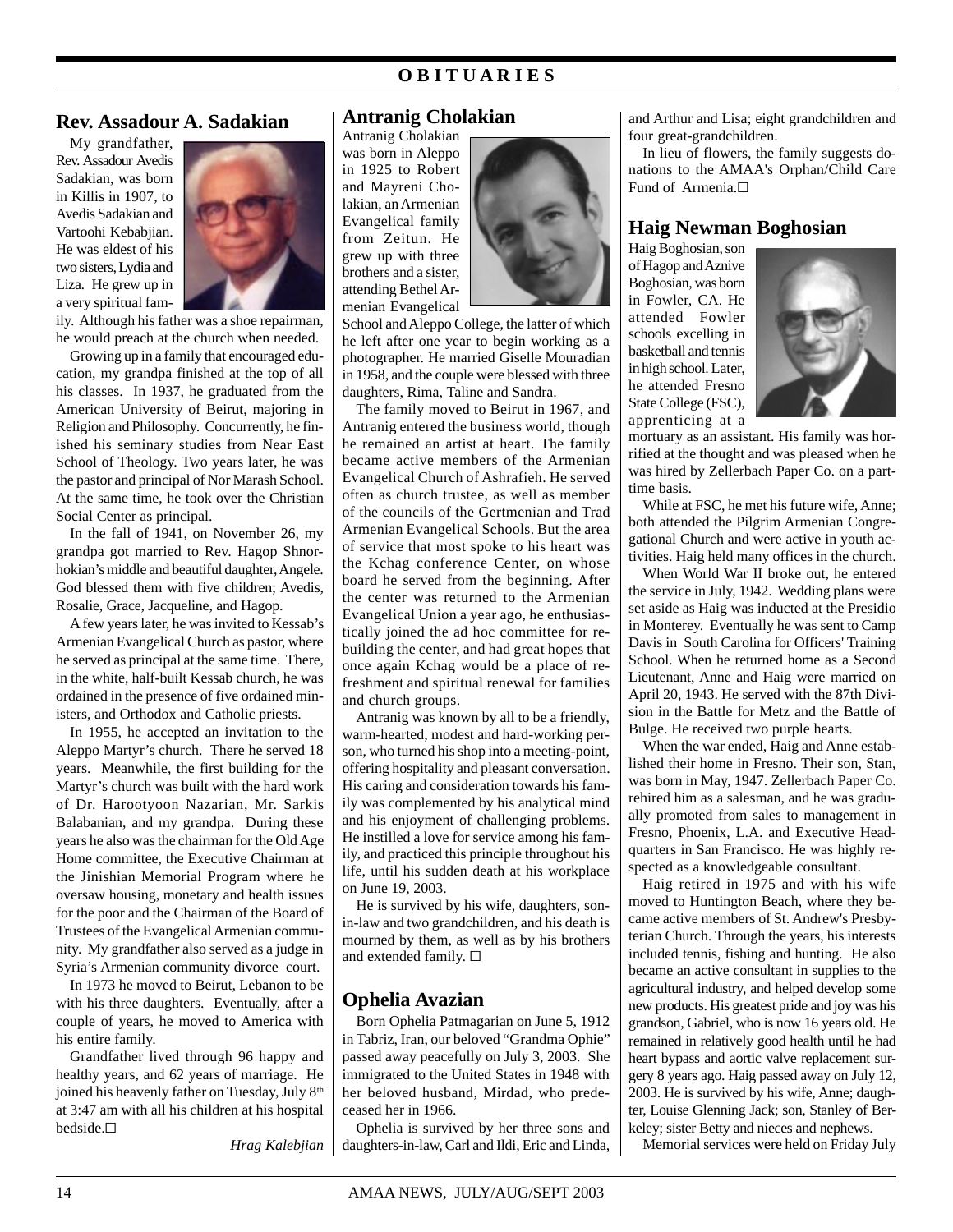# OBITUARIES

## Rev. Assadour A. Sadakian

My grandfather, Rev. Assadour Avedis Sadakian, was born in Killis in 1907, to Avedis Sadakian and Vartoohi Kebabjian. He was eldest of his two sisters, Lydia and Liza. He grew up in a very spiritual family. Although his father was a shoe repairman, he would preach at the church when needed.

Growing up in a family that encouraged education, my grandpa finished at the top of all his classes. In 1937, he graduated from the American University of Beirut, majoring in Religion and Philosophy. Concurrently, he finished his seminary studies from Near East School of Theology. Two years later, he was the pastor and principal of Nor Marash School. At the same time, he took over the Christian Social Center as principal.

In the fall of 1941, on November 26, my grandpa got married to Rev. Hagop Shnorhokian's middle and beautiful daughter, Angele. God blessed them with five children; Avedis, Rosalie, Grace, Jacqueline, and Hagop.

A few years later, he was invited to Kessab's Armenian Evangelical Church as pastor, where he served as principal at the same time. There, in the white, half-built Kessab church, he was ordained in the presence of five ordained ministers, and Orthodox and Catholic priests.

In 1955, he accepted an invitation to the Aleppo Martyr's church. There he served 18 years. Meanwhile, the first building for the Martyr's church was built with the hard work of Dr. Harootyoon Nazarian, Mr. Sarkis Balabanian, and my grandpa. During these years he also was the chairman for the Old Age Home committee, the Executive Chairman at the Jinishian Memorial Program where he oversaw housing, monetary and health issues for the poor and the Chairman of the Board of Trustees of the Evangelical Armenian community. My grandfather also served as a judge in Syria's Armenian community divorce court.

In 1973 he moved to Beirut, Lebanon to be with his three daughters. Eventually, after a couple of years, he moved to America with his entire family.

Grandfather lived through 96 happy and healthy years, and 62 years of marriage. He joined his heavenly father on Tuesday, July 8th at 3:47 am with all his children at his hospital bedside.☐

*Hrag Kalebjian*

## Antranig Cholakian

Antranig Cholakian was born in Aleppo in 1925 to Robert and Mayreni Cholakian, an Armenian Evangelical family from Zeitun. He grew up with three brothers and a sister, attending Bethel Armenian Evangelical School and Aleppo College, the latter of which he left after one year to begin working as a photographer. He married Giselle Mouradian in 1958, and the couple were blessed with three daughters, Rima, Taline and Sandra.

The family moved to Beirut in 1967, and Antranig entered the business world, though he remained an artist at heart. The family became active members of the Armenian Evangelical Church of Ashrafieh. He served often as church trustee, as well as member of the councils of the Gertmenian and Trad Armenian Evangelical Schools. But the area of service that most spoke to his heart was the Kchag conference Center, on whose board he served from the beginning. After the center was returned to the Armenian Evangelical Union a year ago, he enthusiastically joined the ad hoc committee for rebuilding the center, and had great hopes that once again Kchag would be a place of refreshment and spiritual renewal for families and church groups.

Antranig was known by all to be a friendly, warm-hearted, modest and hard-working person, who turned his shop into a meeting-point, offering hospitality and pleasant conversation. His caring and consideration towards his family was complemented by his analytical mind and his enjoyment of challenging problems. He instilled a love for service among his family, and practiced this principle throughout his life, until his sudden death at his workplace on June 19, 2003.

He is survived by his wife, daughters, son-in-law and two grandchildren, and his death is mourned by them, as well as by his brothers and extended family. ☐

## Ophelia Avazian

Born Ophelia Patmagarian on June 5, 1912 in Tabriz, Iran, our beloved "Grandma Ophie" passed away peacefully on July 3, 2003. She immigrated to the United States in 1948 with her beloved husband, Mirdad, who predeceased her in 1966.

Ophelia is survived by her three sons and daughters-in-law, Carl and Ildi, Eric and Linda, and Arthur and Lisa; eight grandchildren and four great-grandchildren.

In lieu of flowers, the family suggests donations to the AMAA's Orphan/Child Care Fund of Armenia.☐

## Haig Newman Boghosian

Haig Boghosian, son of Hagop and Aznive Boghosian, was born in Fowler, CA. He attended Fowler schools excelling in basketball and tennis in high school. Later, he attended Fresno State College (FSC), apprenticing at a mortuary as an assistant. His family was horrified at the thought and was pleased when he was hired by Zellerbach Paper Co. on a part-time basis.

While at FSC, he met his future wife, Anne; both attended the Pilgrim Armenian Congregational Church and were active in youth activities. Haig held many offices in the church.

When World War II broke out, he entered the service in July, 1942. Wedding plans were set aside as Haig was inducted at the Presidio in Monterey. Eventually he was sent to Camp Davis in South Carolina for Officers' Training School. When he returned home as a Second Lieutenant, Anne and Haig were married on April 20, 1943. He served with the 87th Division in the Battle for Metz and the Battle of Bulge. He received two purple hearts.

When the war ended, Haig and Anne established their home in Fresno. Their son, Stan, was born in May, 1947. Zellerbach Paper Co. rehired him as a salesman, and he was gradually promoted from sales to management in Fresno, Phoenix, L.A. and Executive Headquarters in San Francisco. He was highly respected as a knowledgeable consultant.

Haig retired in 1975 and with his wife moved to Huntington Beach, where they became active members of St. Andrew's Presbyterian Church. Through the years, his interests included tennis, fishing and hunting. He also became an active consultant in supplies to the agricultural industry, and helped develop some new products. His greatest pride and joy was his grandson, Gabriel, who is now 16 years old. He remained in relatively good health until he had heart bypass and aortic valve replacement surgery 8 years ago. Haig passed away on July 12, 2003. He is survived by his wife, Anne; daughter, Louise Glenning Jack; son, Stanley of Berkeley; sister Betty and nieces and nephews.

Memorial services were held on Friday July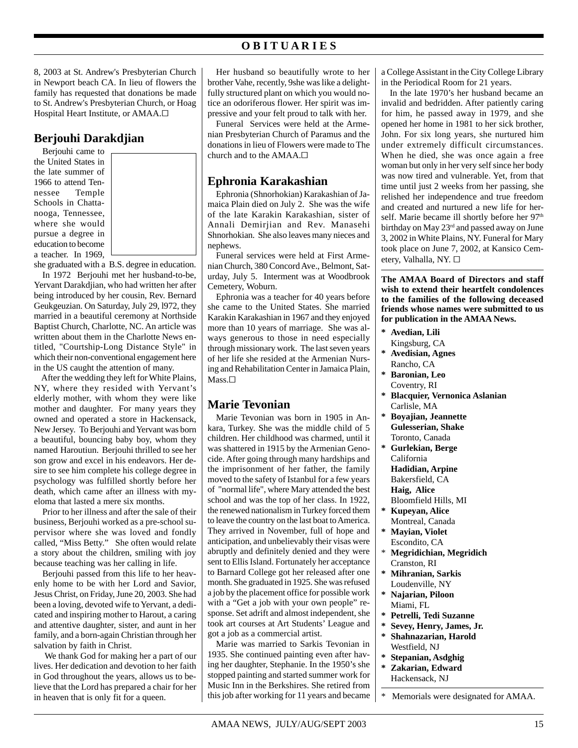8, 2003 at St. Andrew's Presbyterian Church in Newport beach CA. In lieu of flowers the family has requested that donations be made to St. Andrew's Presbyterian Church, or Hoag Hospital Heart Institute, or AMAA.☐

## Berjouhi Darakdjian

Berjouhi came to the United States in the late summer of 1966 to attend Tennessee Temple Schools in Chattanooga, Tennessee, where she would pursue a degree in education to become a teacher. In 1969, she graduated with a B.S. degree in education.

In 1972 Berjouhi met her husband-to-be, Yervant Darakdjian, who had written her after being introduced by her cousin, Rev. Bernard Geukgeuzian. On Saturday, July 29, l972, they married in a beautiful ceremony at Northside Baptist Church, Charlotte, NC. An article was written about them in the Charlotte News entitled, "Courtship-Long Distance Style" in which their non-conventional engagement here in the US caught the attention of many.

After the wedding they left for White Plains, NY, where they resided with Yervant's elderly mother, with whom they were like mother and daughter. For many years they owned and operated a store in Hackensack, New Jersey. To Berjouhi and Yervant was born a beautiful, bouncing baby boy, whom they named Haroutiun. Berjouhi thrilled to see her son grow and excel in his endeavors. Her desire to see him complete his college degree in psychology was fulfilled shortly before her death, which came after an illness with myeloma that lasted a mere six months.

Prior to her illness and after the sale of their business, Berjouhi worked as a pre-school supervisor where she was loved and fondly called, "Miss Betty." She often would relate a story about the children, smiling with joy because teaching was her calling in life.

Berjouhi passed from this life to her heavenly home to be with her Lord and Savior, Jesus Christ, on Friday, June 20, 2003. She had been a loving, devoted wife to Yervant, a dedicated and inspiring mother to Harout, a caring and attentive daughter, sister, and aunt in her family, and a born-again Christian through her salvation by faith in Christ.

We thank God for making her a part of our lives. Her dedication and devotion to her faith in God throughout the years, allows us to believe that the Lord has prepared a chair for her in heaven that is only fit for a queen.

Her husband so beautifully wrote to her brother Vahe, recently, 9she was like a delightfully structured plant on which you would notice an odoriferous flower. Her spirit was impressive and your felt proud to talk with her.

Funeral Services were held at the Armenian Presbyterian Church of Paramus and the donations in lieu of Flowers were made to The church and to the AMAA.☐

## Ephronia Karakashian

Ephronia (Shnorhokian) Karakashian of Jamaica Plain died on July 2. She was the wife of the late Karakin Karakashian, sister of Annali Demirjian and Rev. Manasehi Shnorhokian. She also leaves many nieces and nephews.

Funeral services were held at First Armenian Church, 380 Concord Ave., Belmont, Saturday, July 5. Interment was at Woodbrook Cemetery, Woburn.

Ephronia was a teacher for 40 years before she came to the United States. She married Karakin Karakashian in 1967 and they enjoyed more than 10 years of marriage. She was always generous to those in need especially through missionary work. The last seven years of her life she resided at the Armenian Nursing and Rehabilitation Center in Jamaica Plain, Mass.☐

## Marie Tevonian

Marie Tevonian was born in 1905 in Ankara, Turkey. She was the middle child of 5 children. Her childhood was charmed, until it was shattered in 1915 by the Armenian Genocide. After going through many hardships and the imprisonment of her father, the family moved to the safety of Istanbul for a few years of "normal life", where Mary attended the best school and was the top of her class. In 1922, the renewed nationalism in Turkey forced them to leave the country on the last boat to America. They arrived in November, full of hope and anticipation, and unbelievably their visas were abruptly and definitely denied and they were sent to Ellis Island. Fortunately her acceptance to Barnard College got her released after one month. She graduated in 1925. She was refused a job by the placement office for possible work with a "Get a job with your own people" response. Set adrift and almost independent, she took art courses at Art Students' League and got a job as a commercial artist.

Marie was married to Sarkis Tevonian in 1935. She continued painting even after having her daughter, Stephanie. In the 1950's she stopped painting and started summer work for Music Inn in the Berkshires. She retired from this job after working for 11 years and became a College Assistant in the City College Library in the Periodical Room for 21 years.

In the late 1970's her husband became an invalid and bedridden. After patiently caring for him, he passed away in 1979, and she opened her home in 1981 to her sick brother, John. For six long years, she nurtured him under extremely difficult circumstances. When he died, she was once again a free woman but only in her very self since her body was now tired and vulnerable. Yet, from that time until just 2 weeks from her passing, she relished her independence and true freedom and created and nurtured a new life for herself. Marie became ill shortly before her 97th birthday on May 23rd and passed away on June 3, 2002 in White Plains, NY. Funeral for Mary took place on June 7, 2002, at Kansico Cemetery, Valhalla, NY. ☐

**The AMAA Board of Directors and staff wish to extend their heartfelt condolences to the families of the following deceased friends whose names were submitted to us for publication in the AMAA News.**

* **Avedian, Lili**
  Kingsburg, CA
* **Avedisian, Agnes**
  Rancho, CA
* **Baronian, Leo**
  Coventry, RI
* **Blacquier, Vernonica Aslanian**
  Carlisle, MA
* **Boyajian, Jeannette**
  **Gulesserian, Shake**
  Toronto, Canada
* **Gurlekian, Berge**
  California
  **Hadidian, Arpine**
  Bakersfield, CA
  **Haig, Alice**
  Bloomfield Hills, MI
* **Kupeyan, Alice**
  Montreal, Canada
* **Mayian, Violet**
  Escondito, CA
* **Megridichian, Megridich**
  Cranston, RI
* **Mihranian, Sarkis**
  Loudenville, NY
* **Najarian, Piloon**
  Miami, FL
* **Petrelli, Tedi Suzanne**
* **Sevey, Henry, James, Jr.**
* **Shahnazarian, Harold**
  Westfield, NJ
* **Stepanian, Asdghig**
* **Zakarian, Edward**
  Hackensack, NJ

\* Memorials were designated for AMAA.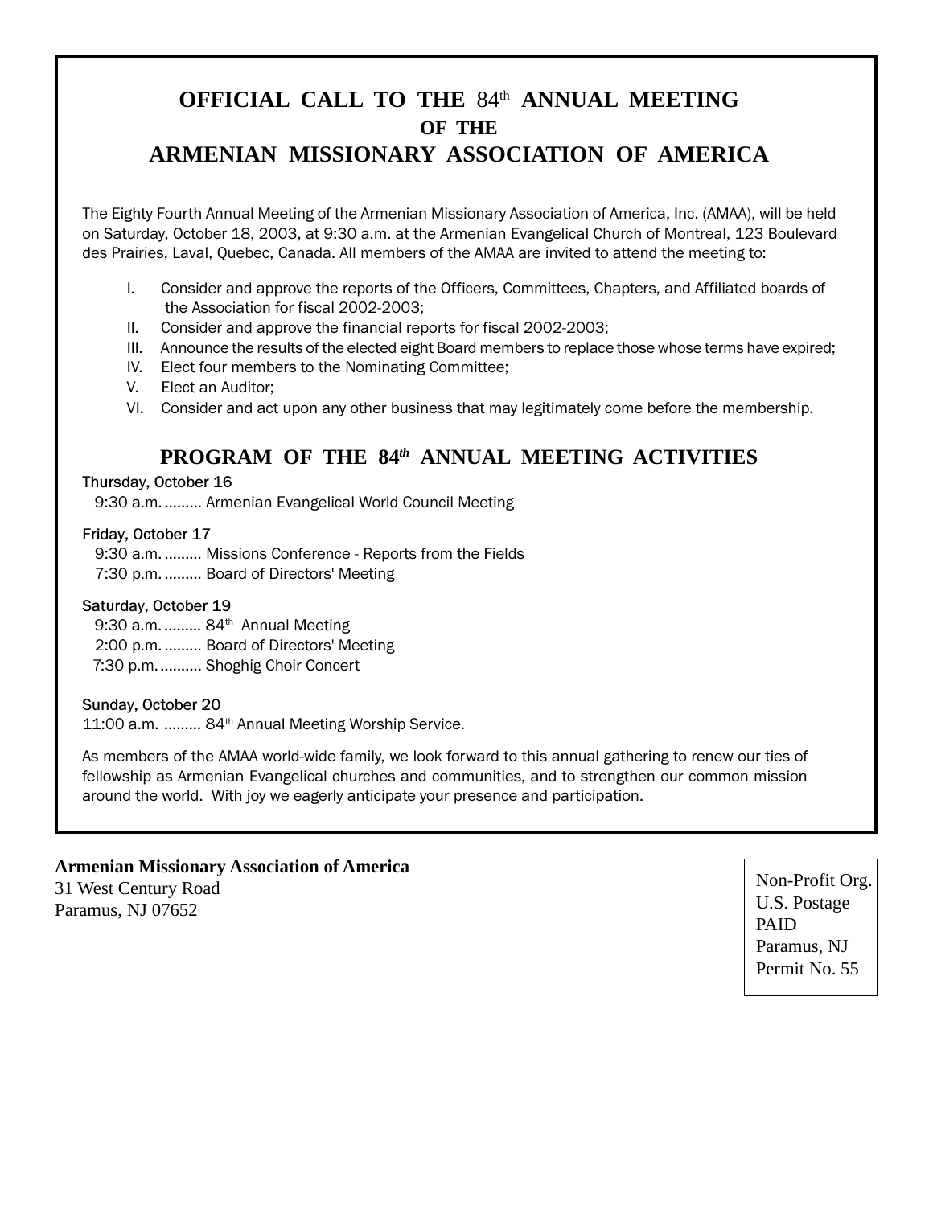# OFFICIAL CALL TO THE 84th ANNUAL MEETING OF THE ARMENIAN MISSIONARY ASSOCIATION OF AMERICA

The Eighty Fourth Annual Meeting of the Armenian Missionary Association of America, Inc. (AMAA), will be held on Saturday, October 18, 2003, at 9:30 a.m. at the Armenian Evangelical Church of Montreal, 123 Boulevard des Prairies, Laval, Quebec, Canada. All members of the AMAA are invited to attend the meeting to:

- I. Consider and approve the reports of the Officers, Committees, Chapters, and Affiliated boards of the Association for fiscal 2002-2003;
- II. Consider and approve the financial reports for fiscal 2002-2003;
- III. Announce the results of the elected eight Board members to replace those whose terms have expired;
- IV. Elect four members to the Nominating Committee;
- V. Elect an Auditor;
- VI. Consider and act upon any other business that may legitimately come before the membership.

## PROGRAM OF THE 84th ANNUAL MEETING ACTIVITIES

Thursday, October 16
9:30 a.m. ......... Armenian Evangelical World Council Meeting

Friday, October 17
9:30 a.m. ......... Missions Conference - Reports from the Fields
7:30 p.m. ......... Board of Directors' Meeting

Saturday, October 19
9:30 a.m. ......... 84th Annual Meeting
2:00 p.m. ......... Board of Directors' Meeting
7:30 p.m. .......... Shoghig Choir Concert

Sunday, October 20
11:00 a.m. ......... 84th Annual Meeting Worship Service.

As members of the AMAA world-wide family, we look forward to this annual gathering to renew our ties of fellowship as Armenian Evangelical churches and communities, and to strengthen our common mission around the world. With joy we eagerly anticipate your presence and participation.

**Armenian Missionary Association of America**
31 West Century Road
Paramus, NJ 07652

Non-Profit Org.
U.S. Postage
PAID
Paramus, NJ
Permit No. 55